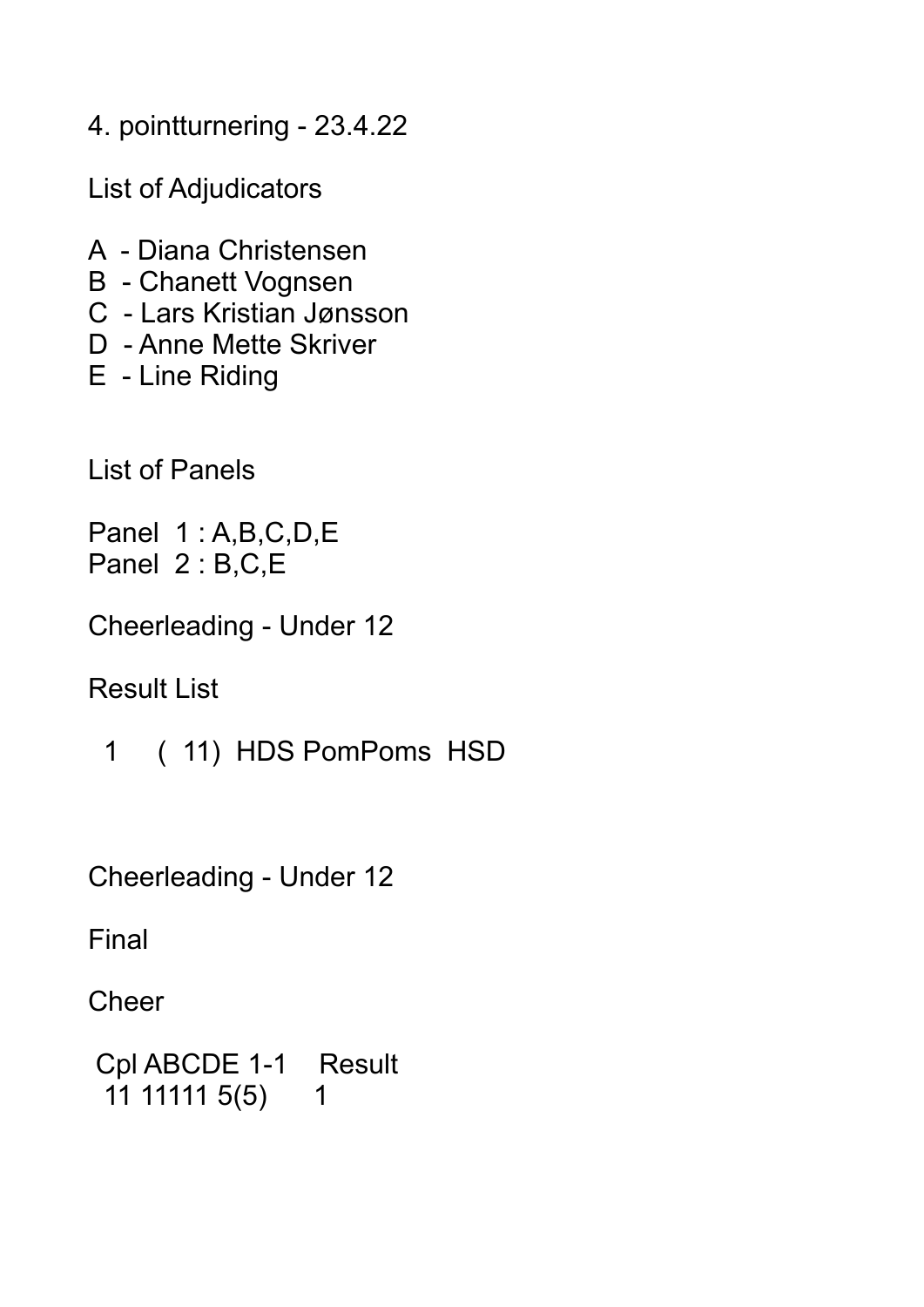4. pointturnering - 23.4.22

List of Adjudicators

A - Diana Christensen
B - Chanett Vognsen
C - Lars Kristian Jønsson
D - Anne Mette Skriver
E - Line Riding

List of Panels

Panel 1 : A,B,C,D,E
Panel 2 : B,C,E

Cheerleading - Under 12

Result List

1 ( 11) HDS PomPoms HSD

Cheerleading - Under 12

Final

Cheer

| Cpl | ABCDE | 1-1 | Result |
|---|---|---|---|
| 11 | 11111 | 5(5) | 1 |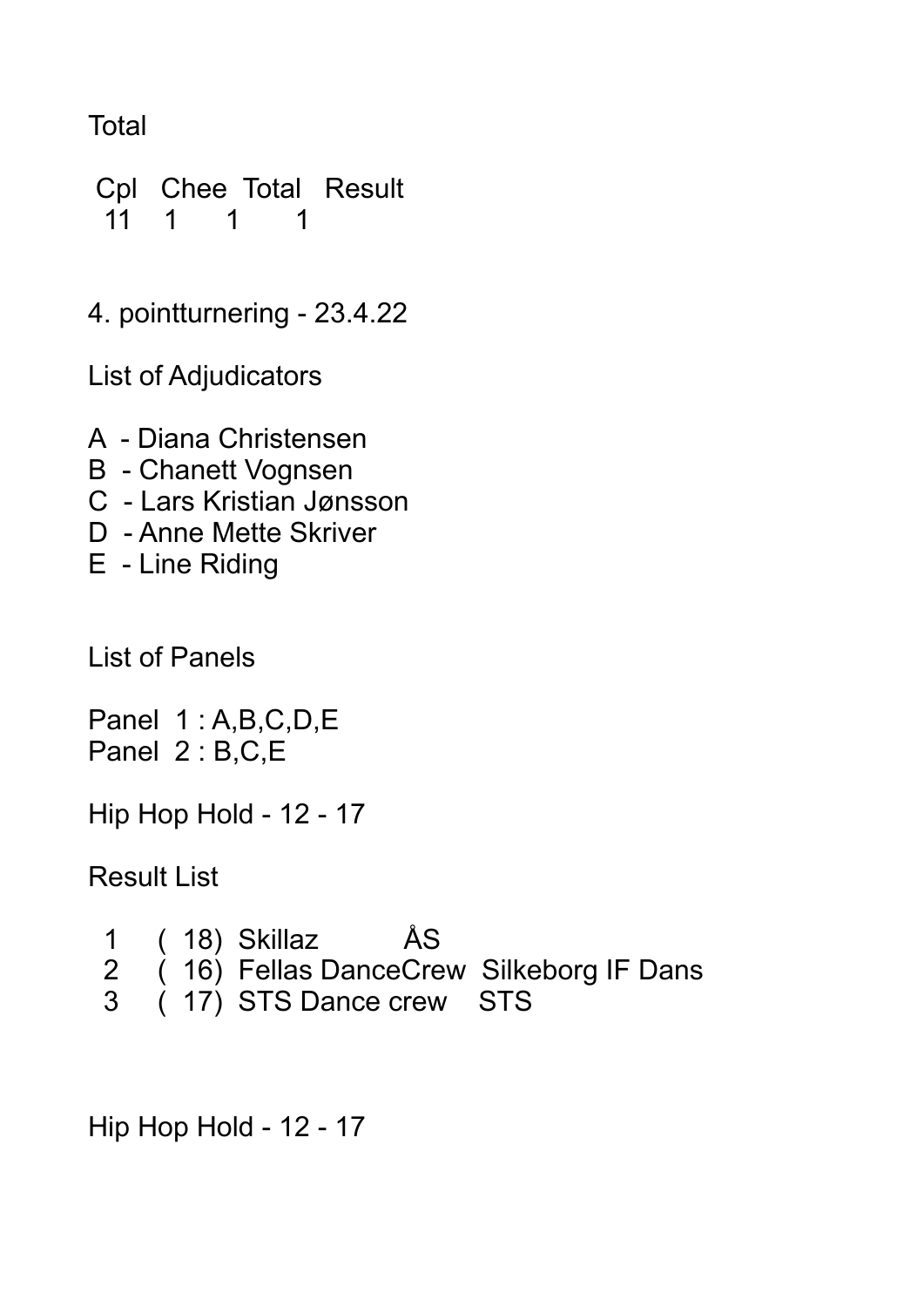Total

| Cpl | Chee | Total | Result |
|---|---|---|---|
| 11 | 1 | 1 | 1 |

4. pointturnering - 23.4.22

List of Adjudicators

A - Diana Christensen
B - Chanett Vognsen
C - Lars Kristian Jønsson
D - Anne Mette Skriver
E - Line Riding

List of Panels

Panel 1 : A,B,C,D,E
Panel 2 : B,C,E

Hip Hop Hold - 12 - 17

Result List

| | | | |
|---|---|---|---|
| 1 | ( 18) | Skillaz | ÅS |
| 2 | ( 16) | Fellas DanceCrew | Silkeborg IF Dans |
| 3 | ( 17) | STS Dance crew | STS |

Hip Hop Hold - 12 - 17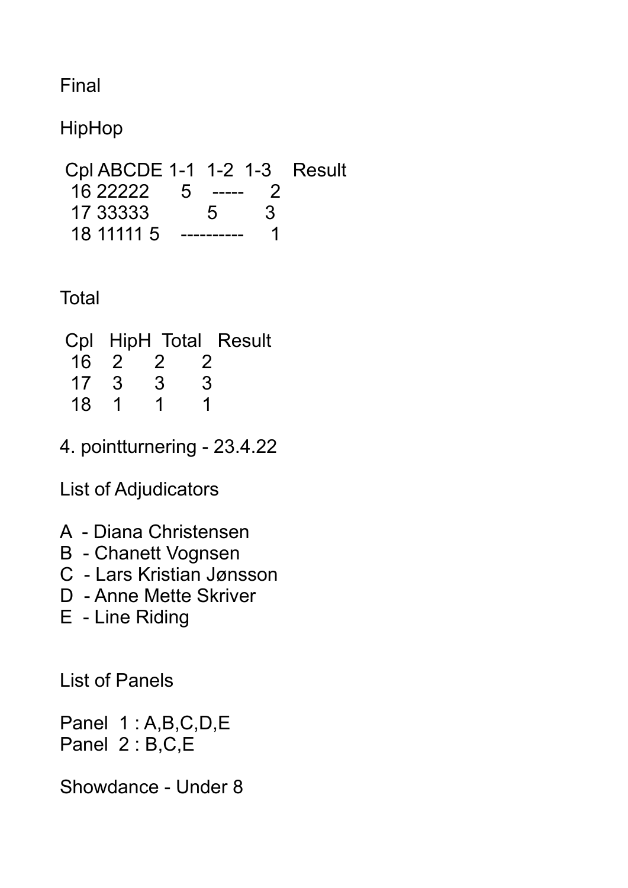Final

HipHop

| Cpl | ABCDE | 1-1 | 1-2 | 1-3 | Result |
|---|---|---|---|---|---|
| 16 | 22222 | | 5 | ----- | 2 |
| 17 | 33333 | | | 5 | 3 |
| 18 | 11111 | 5 | ----- | ----- | 1 |

Total

| Cpl | HipH | Total | Result |
|---|---|---|---|
| 16 | 2 | 2 | 2 |
| 17 | 3 | 3 | 3 |
| 18 | 1 | 1 | 1 |

4. pointturnering - 23.4.22

List of Adjudicators

A - Diana Christensen
B - Chanett Vognsen
C - Lars Kristian Jønsson
D - Anne Mette Skriver
E - Line Riding

List of Panels

Panel 1 : A,B,C,D,E
Panel 2 : B,C,E

Showdance - Under 8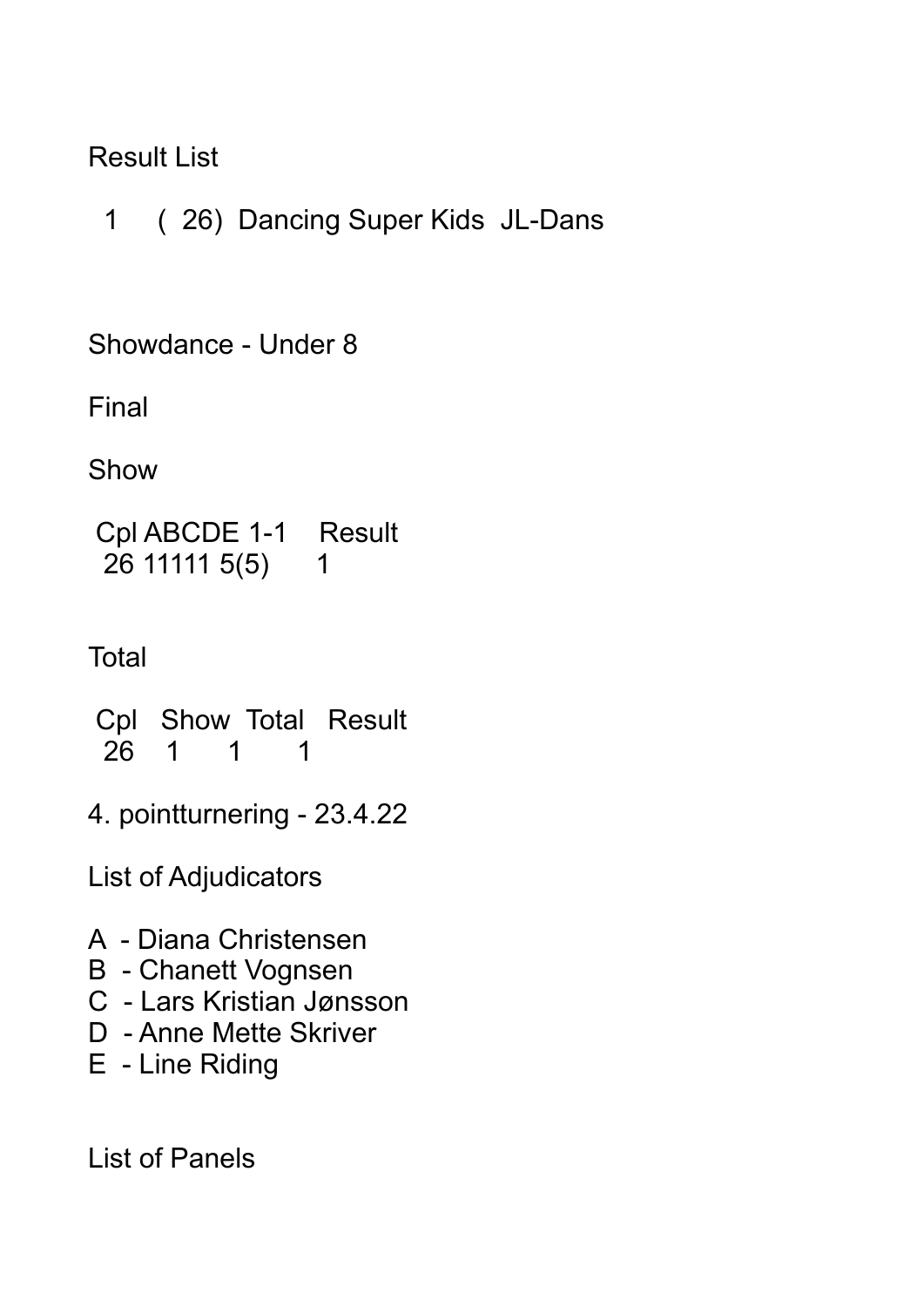Result List

1 ( 26) Dancing Super Kids JL-Dans

Showdance - Under 8

Final

Show

| Cpl | ABCDE | 1-1 | Result |
|---|---|---|---|
| 26 | 11111 | 5(5) | 1 |

Total

| Cpl | Show | Total | Result |
|---|---|---|---|
| 26 | 1 | 1 | 1 |

4. pointturnering - 23.4.22

List of Adjudicators

A - Diana Christensen
B - Chanett Vognsen
C - Lars Kristian Jønsson
D - Anne Mette Skriver
E - Line Riding

List of Panels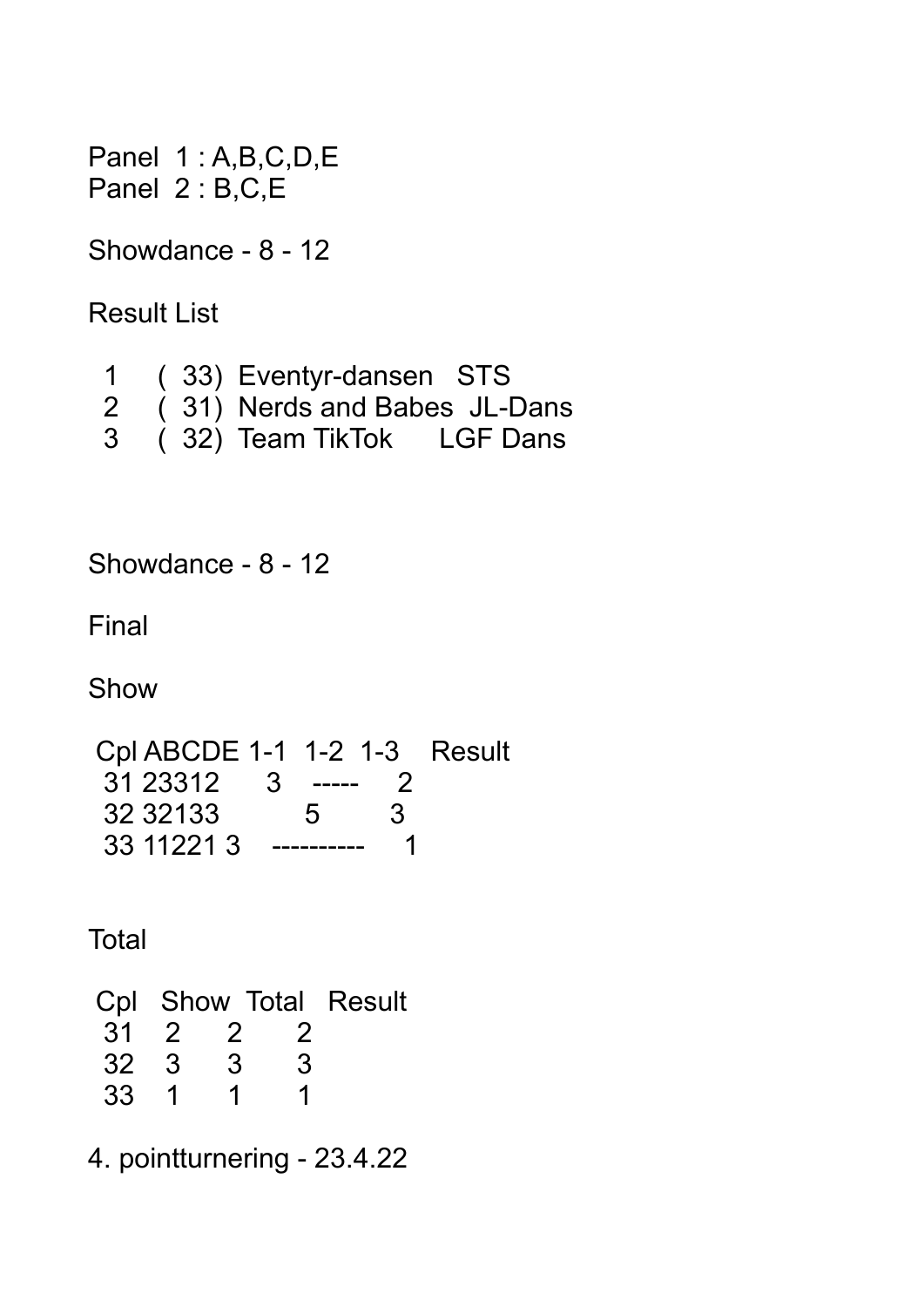Panel 1 : A,B,C,D,E
Panel 2 : B,C,E

Showdance - 8 - 12

Result List

| | | | |
|---|---|---|---|
| 1 | ( 33) | Eventyr-dansen | STS |
| 2 | ( 31) | Nerds and Babes | JL-Dans |
| 3 | ( 32) | Team TikTok | LGF Dans |

Showdance - 8 - 12

Final

Show

| Cpl | ABCDE | 1-1 | 1-2 | 1-3 | Result |
|---|---|---|---|---|---|
| 31 | 23312 | 3 | ----- | | 2 |
| 32 | 32133 | | 5 | | 3 |
| 33 | 11221 | 3 | ---------- | | 1 |

Total

| Cpl | Show | Total | Result |
|---|---|---|---|
| 31 | 2 | 2 | 2 |
| 32 | 3 | 3 | 3 |
| 33 | 1 | 1 | 1 |

4. pointturnering - 23.4.22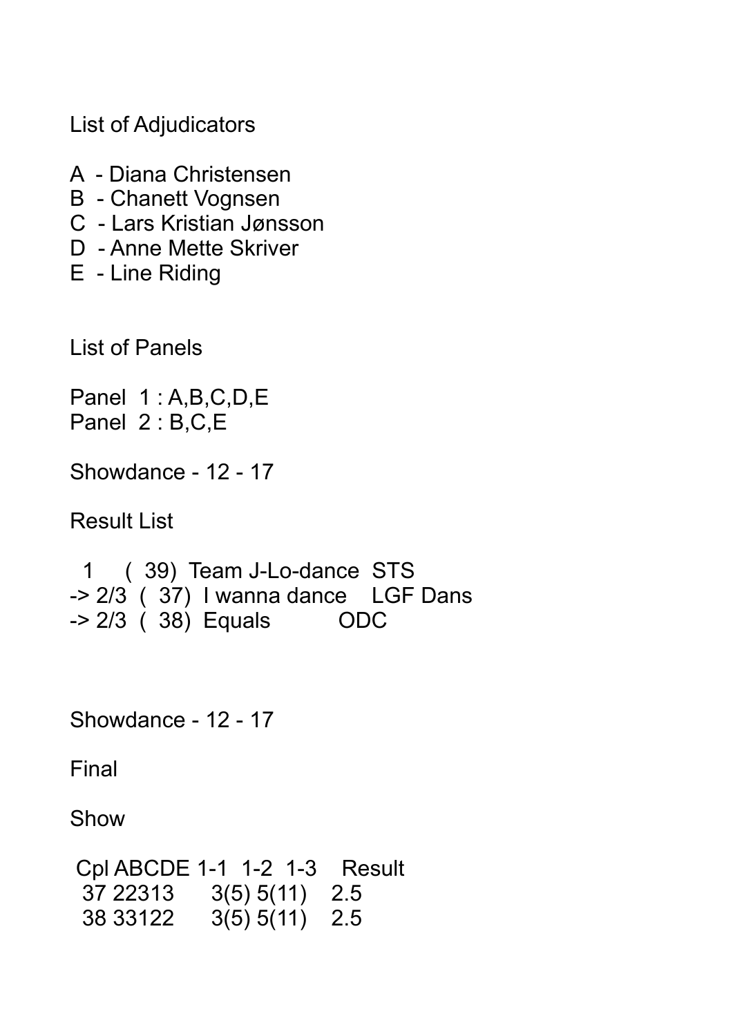List of Adjudicators

A - Diana Christensen
B - Chanett Vognsen
C - Lars Kristian Jønsson
D - Anne Mette Skriver
E - Line Riding

List of Panels

Panel 1 : A,B,C,D,E
Panel 2 : B,C,E

Showdance - 12 - 17

Result List

| | | | |
|---|---|---|---|
| 1 | ( 39) | Team J-Lo-dance | STS |
| -> 2/3 | ( 37) | I wanna dance | LGF Dans |
| -> 2/3 | ( 38) | Equals | ODC |

Showdance - 12 - 17

Final

Show

| Cpl | ABCDE | 1-1 | 1-2 | 1-3 | Result |
|---|---|---|---|---|---|
| 37 | 22313 | | 3(5) | 5(11) | 2.5 |
| 38 | 33122 | | 3(5) | 5(11) | 2.5 |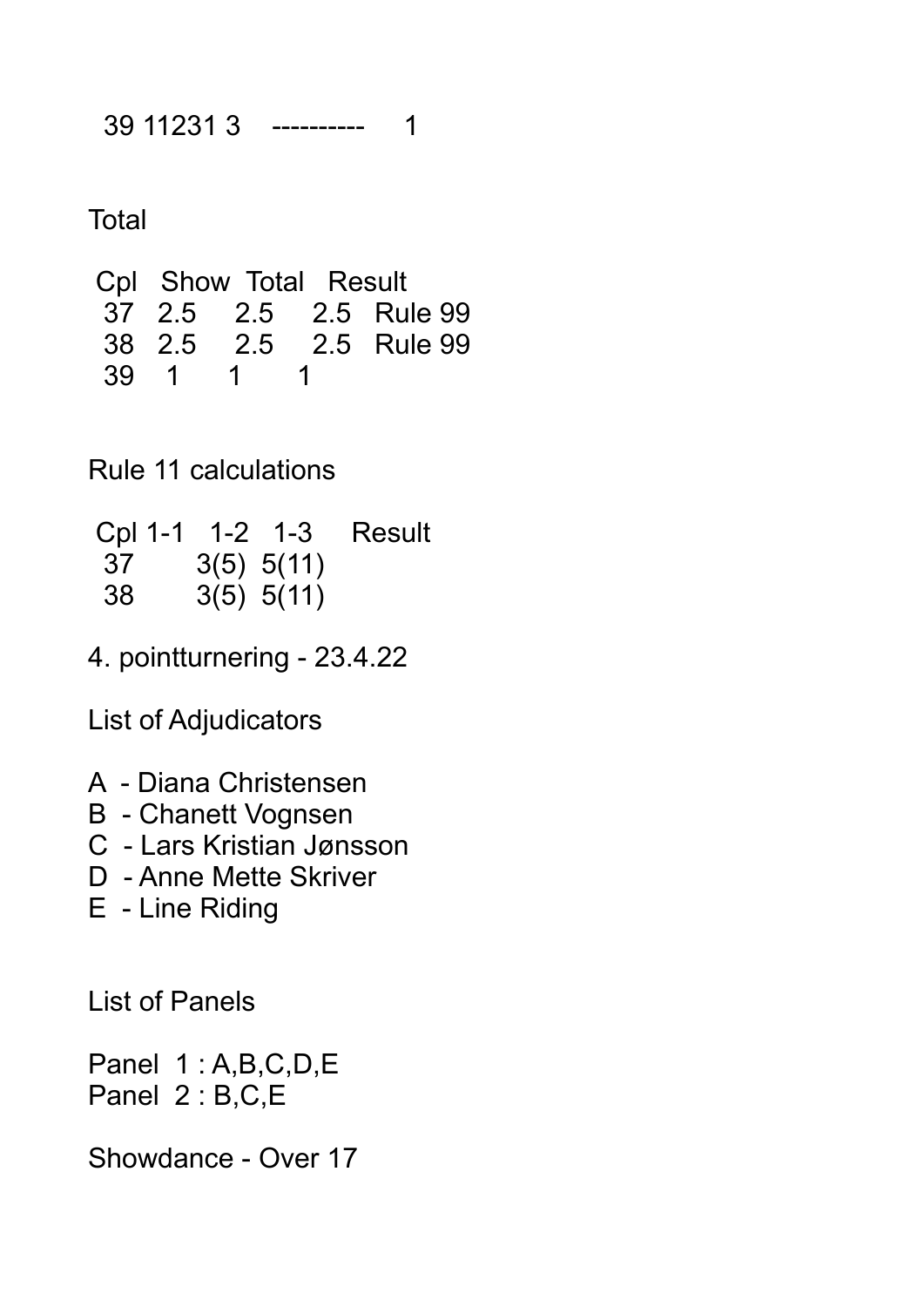39 11231 3 ---------- 1

Total

| Cpl | Show | Total | Result |
|---|---|---|---|
| 37 | 2.5 | 2.5 | 2.5 Rule 99 |
| 38 | 2.5 | 2.5 | 2.5 Rule 99 |
| 39 | 1 | 1 | 1 |

Rule 11 calculations

| Cpl | 1-1 | 1-2 | 1-3 | Result |
|---|---|---|---|---|
| 37 | | 3(5) | 5(11) | |
| 38 | | 3(5) | 5(11) | |

4. pointturnering - 23.4.22

List of Adjudicators

A - Diana Christensen
B - Chanett Vognsen
C - Lars Kristian Jønsson
D - Anne Mette Skriver
E - Line Riding

List of Panels

Panel 1 : A,B,C,D,E
Panel 2 : B,C,E

Showdance - Over 17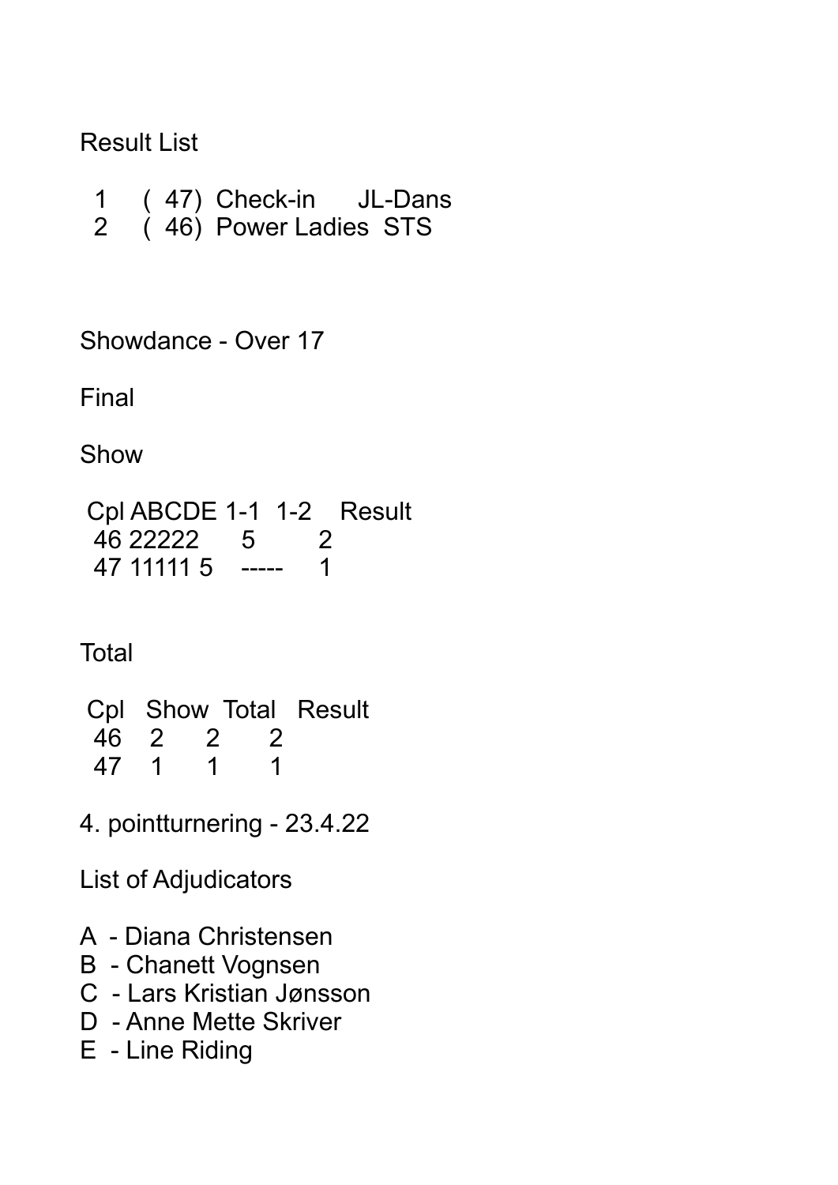Result List

| | | | |
|---|---|---|---|
| 1 | ( 47) | Check-in | JL-Dans |
| 2 | ( 46) | Power Ladies | STS |

Showdance - Over 17

Final

Show

| Cpl | ABCDE | 1-1 | 1-2 | Result |
|---|---|---|---|---|
| 46 | 22222 | | 5 | 2 |
| 47 | 11111 | 5 | ----- | 1 |

Total

| Cpl | Show | Total | Result |
|---|---|---|---|
| 46 | 2 | 2 | 2 |
| 47 | 1 | 1 | 1 |

4. pointturnering - 23.4.22

List of Adjudicators

A - Diana Christensen
B - Chanett Vognsen
C - Lars Kristian Jønsson
D - Anne Mette Skriver
E - Line Riding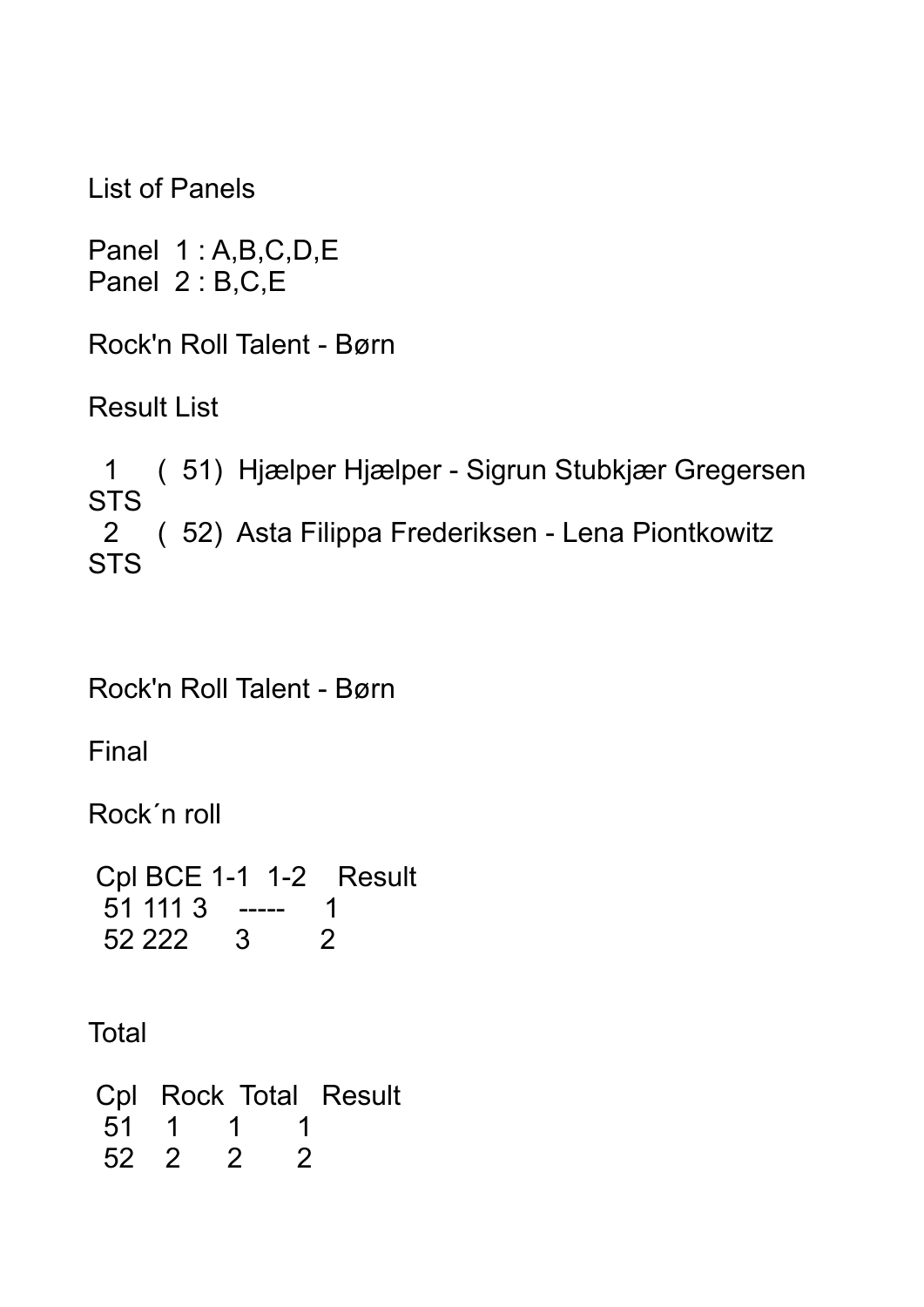List of Panels

Panel 1 : A,B,C,D,E
Panel 2 : B,C,E

Rock'n Roll Talent - Børn

Result List

1 ( 51) Hjælper Hjælper - Sigrun Stubkjær Gregersen STS
2 ( 52) Asta Filippa Frederiksen - Lena Piontkowitz STS

Rock'n Roll Talent - Børn

Final

Rock´n roll

| Cpl | BCE | 1-1 | 1-2 | Result |
|---|---|---|---|---|
| 51 | 111 | 3 | ----- | 1 |
| 52 | 222 | | 3 | 2 |

Total

| Cpl | Rock | Total | Result |
|---|---|---|---|
| 51 | 1 | 1 | 1 |
| 52 | 2 | 2 | 2 |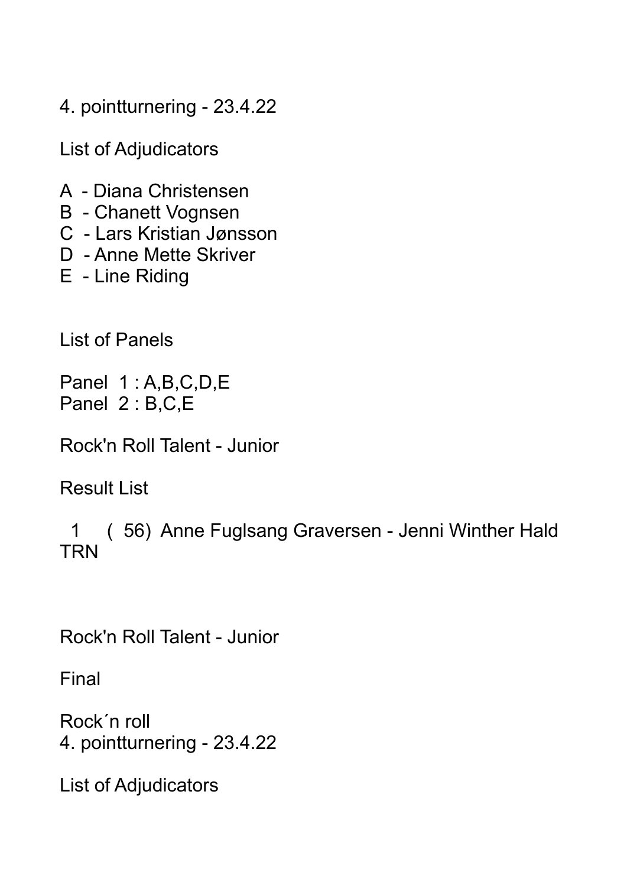4. pointturnering - 23.4.22

List of Adjudicators

A - Diana Christensen
B - Chanett Vognsen
C - Lars Kristian Jønsson
D - Anne Mette Skriver
E - Line Riding

List of Panels

Panel 1 : A,B,C,D,E
Panel 2 : B,C,E

Rock'n Roll Talent - Junior

Result List

1 ( 56) Anne Fuglsang Graversen - Jenni Winther Hald TRN

Rock'n Roll Talent - Junior

Final

Rock´n roll
4. pointturnering - 23.4.22

List of Adjudicators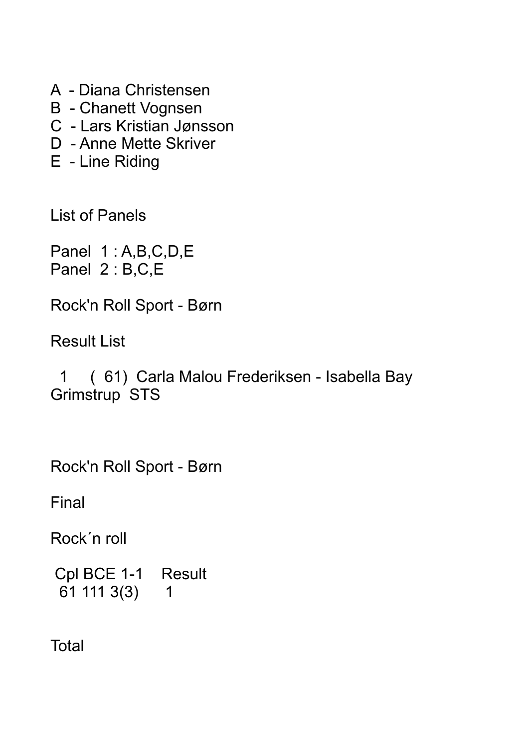A - Diana Christensen
B - Chanett Vognsen
C - Lars Kristian Jønsson
D - Anne Mette Skriver
E - Line Riding

List of Panels

Panel 1 : A,B,C,D,E
Panel 2 : B,C,E

Rock'n Roll Sport - Børn

Result List

1 ( 61) Carla Malou Frederiksen - Isabella Bay Grimstrup STS

Rock'n Roll Sport - Børn

Final

Rock´n roll

| Cpl | BCE | 1-1 | Result |
|---|---|---|---|
| 61 | 111 | 3(3) | 1 |

Total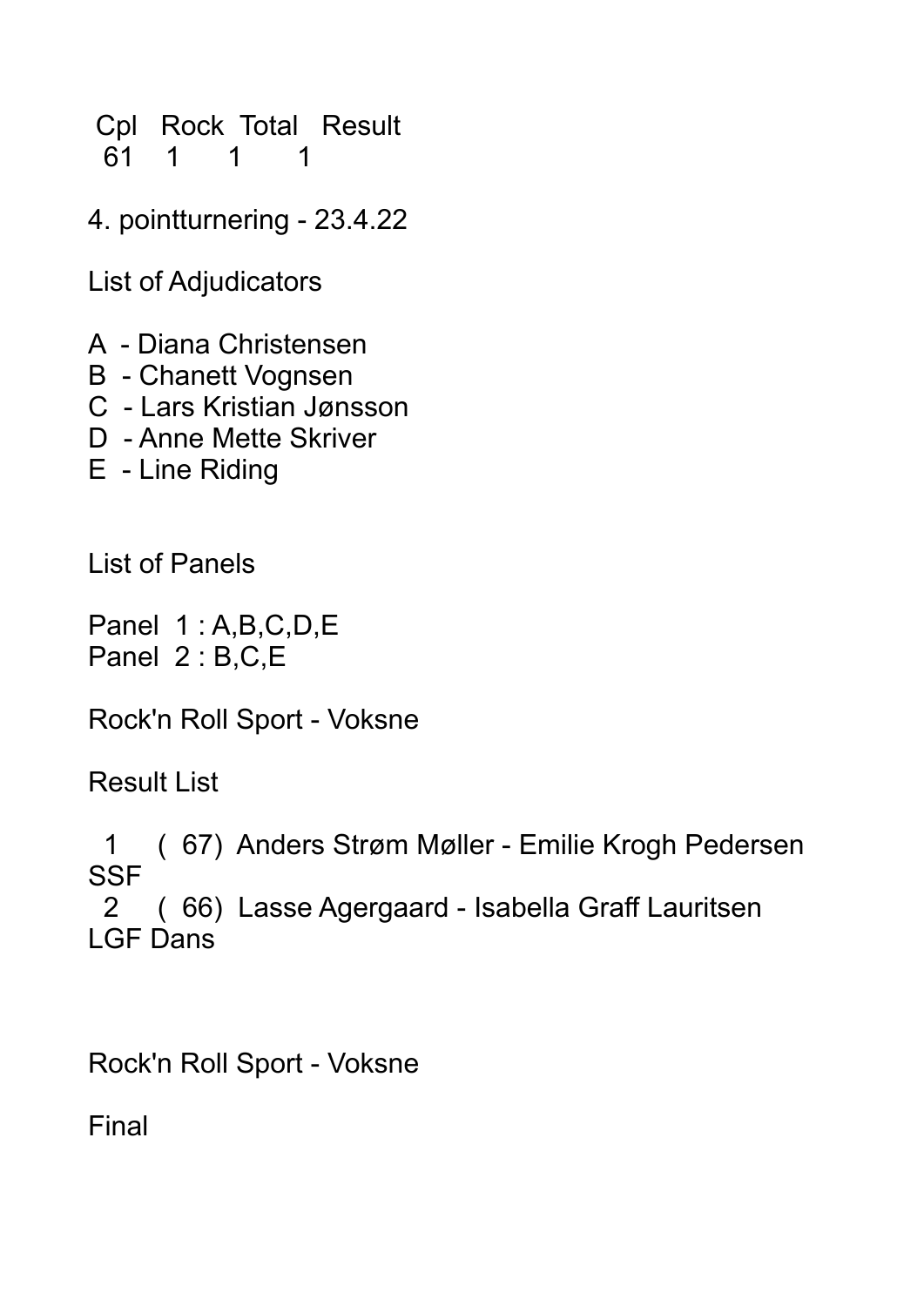| Cpl | Rock | Total | Result |
|---|---|---|---|
| 61 | 1 | 1 | 1 |

4. pointturnering - 23.4.22

List of Adjudicators

A - Diana Christensen
B - Chanett Vognsen
C - Lars Kristian Jønsson
D - Anne Mette Skriver
E - Line Riding

List of Panels

Panel 1 : A,B,C,D,E
Panel 2 : B,C,E

Rock'n Roll Sport - Voksne

Result List

1 ( 67) Anders Strøm Møller - Emilie Krogh Pedersen SSF
2 ( 66) Lasse Agergaard - Isabella Graff Lauritsen LGF Dans

Rock'n Roll Sport - Voksne

Final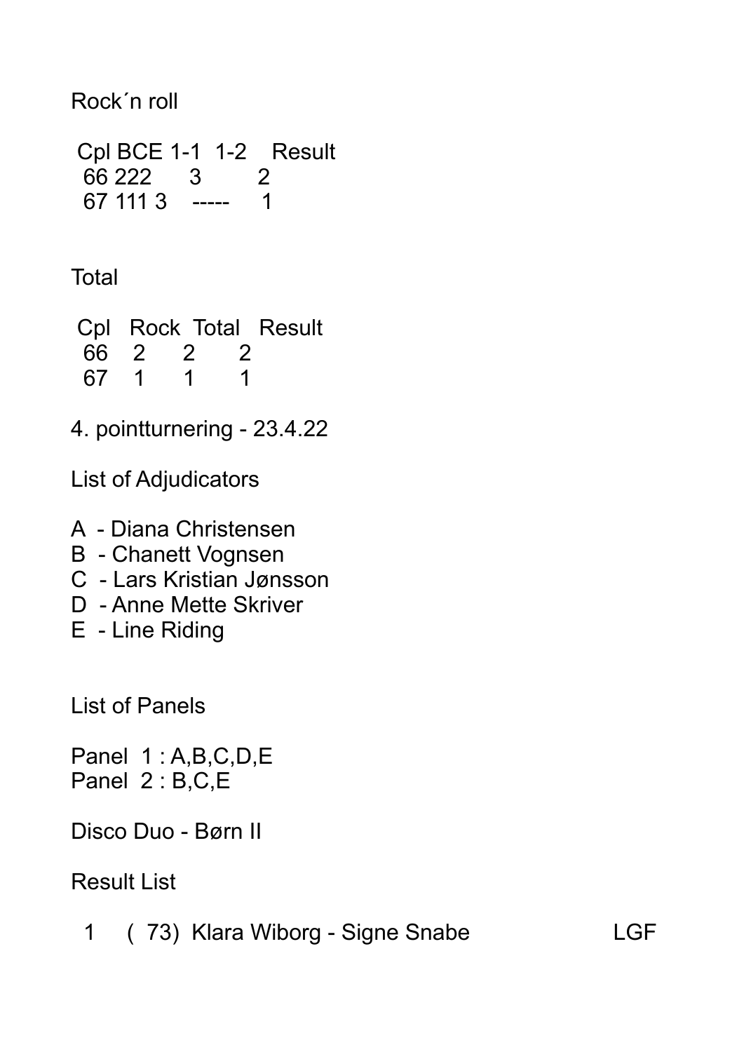Rock´n roll

| Cpl | BCE | 1-1 | 1-2 | Result |
|---|---|---|---|---|
| 66 | 222 | 3 | | 2 |
| 67 | 111 | 3 | ----- | 1 |

Total

| Cpl | Rock | Total | Result |
|---|---|---|---|
| 66 | 2 | 2 | 2 |
| 67 | 1 | 1 | 1 |

4. pointturnering - 23.4.22

List of Adjudicators

A - Diana Christensen
B - Chanett Vognsen
C - Lars Kristian Jønsson
D - Anne Mette Skriver
E - Line Riding

List of Panels

Panel 1 : A,B,C,D,E
Panel 2 : B,C,E

Disco Duo - Børn II

Result List

| | | | |
|---|---|---|---|
| 1 | ( 73) | Klara Wiborg - Signe Snabe | LGF |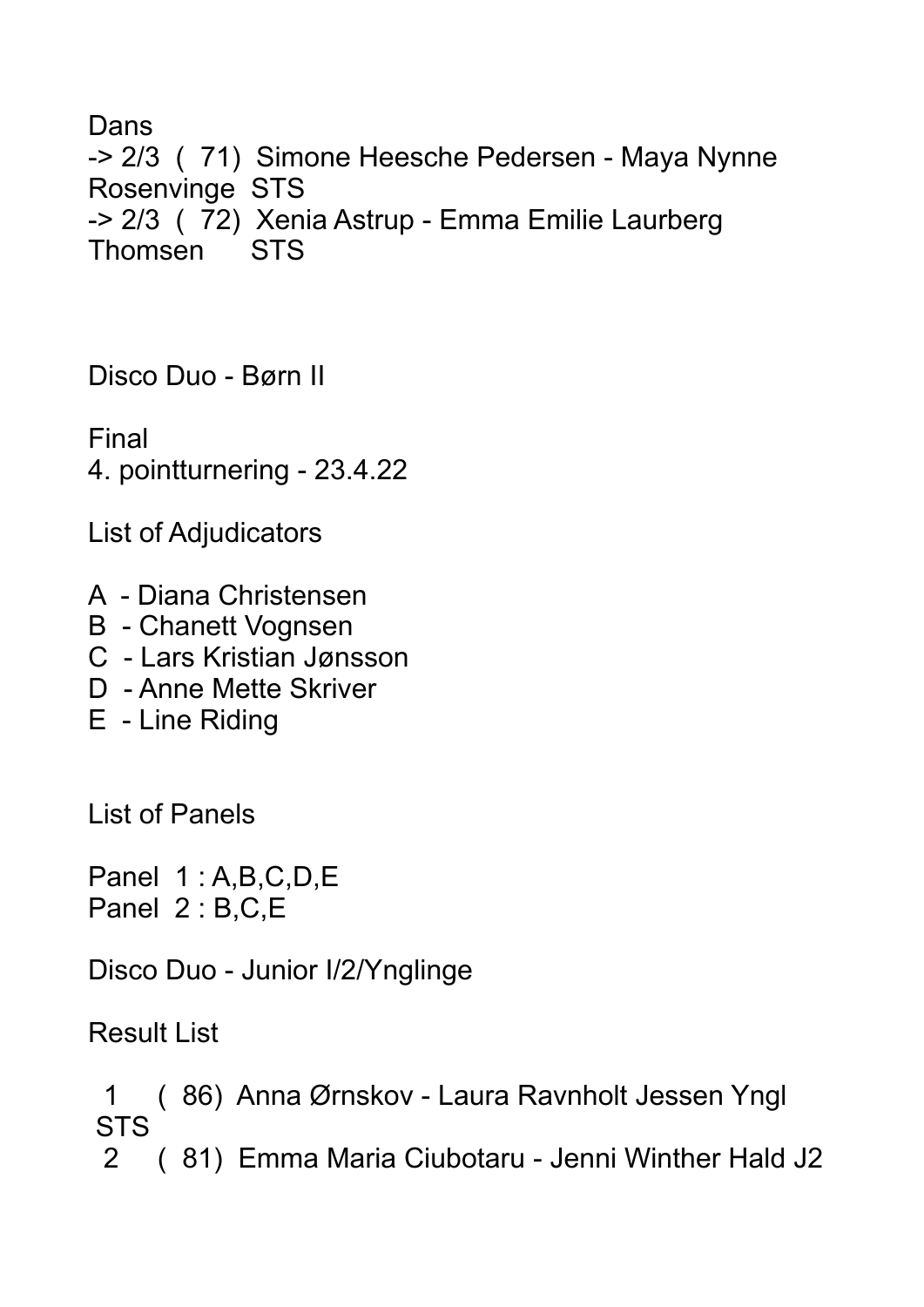Dans

-> 2/3 ( 71) Simone Heesche Pedersen - Maya Nynne Rosenvinge STS

-> 2/3 ( 72) Xenia Astrup - Emma Emilie Laurberg Thomsen STS

Disco Duo - Børn II

Final

4. pointturnering - 23.4.22

List of Adjudicators

A - Diana Christensen
B - Chanett Vognsen
C - Lars Kristian Jønsson
D - Anne Mette Skriver
E - Line Riding

List of Panels

Panel 1 : A,B,C,D,E
Panel 2 : B,C,E

Disco Duo - Junior I/2/Ynglinge

Result List

1 ( 86) Anna Ørnskov - Laura Ravnholt Jessen Yngl STS

2 ( 81) Emma Maria Ciubotaru - Jenni Winther Hald J2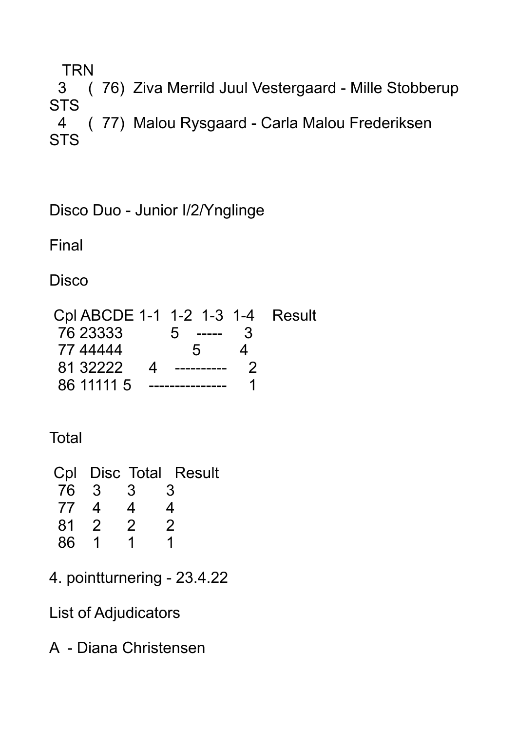TRN
 3 ( 76) Ziva Merrild Juul Vestergaard - Mille Stobberup STS
 4 ( 77) Malou Rysgaard - Carla Malou Frederiksen STS

Disco Duo - Junior I/2/Ynglinge

Final

Disco

| Cpl | ABCDE | 1-1 | 1-2 | 1-3 | 1-4 | Result |
|---|---|---|---|---|---|---|
| 76 | 23333 | | 5 | ----- | | 3 |
| 77 | 44444 | | | 5 | 4 | |
| 81 | 32222 | 4 | ---------- | | | 2 |
| 86 | 11111 | 5 | --------------- | | | 1 |

Total

| Cpl | Disc | Total | Result |
|---|---|---|---|
| 76 | 3 | 3 | 3 |
| 77 | 4 | 4 | 4 |
| 81 | 2 | 2 | 2 |
| 86 | 1 | 1 | 1 |

4. pointturnering - 23.4.22

List of Adjudicators

A - Diana Christensen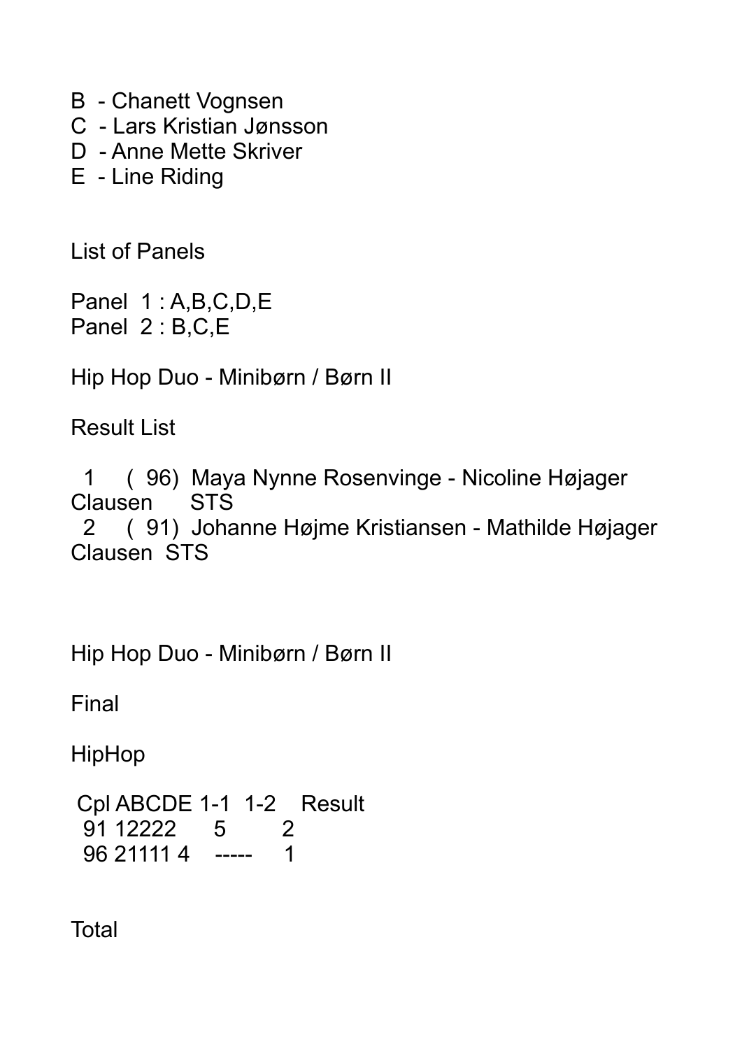B - Chanett Vognsen
C - Lars Kristian Jønsson
D - Anne Mette Skriver
E - Line Riding

List of Panels

Panel 1 : A,B,C,D,E
Panel 2 : B,C,E

Hip Hop Duo - Minibørn / Børn II

Result List

1 ( 96) Maya Nynne Rosenvinge - Nicoline Højager Clausen STS
2 ( 91) Johanne Højme Kristiansen - Mathilde Højager Clausen STS

Hip Hop Duo - Minibørn / Børn II

Final

HipHop

| Cpl | ABCDE | 1-1 | 1-2 | Result |
|---|---|---|---|---|
| 91 | 12222 | | 5 | 2 |
| 96 | 21111 | 4 | ----- | 1 |

Total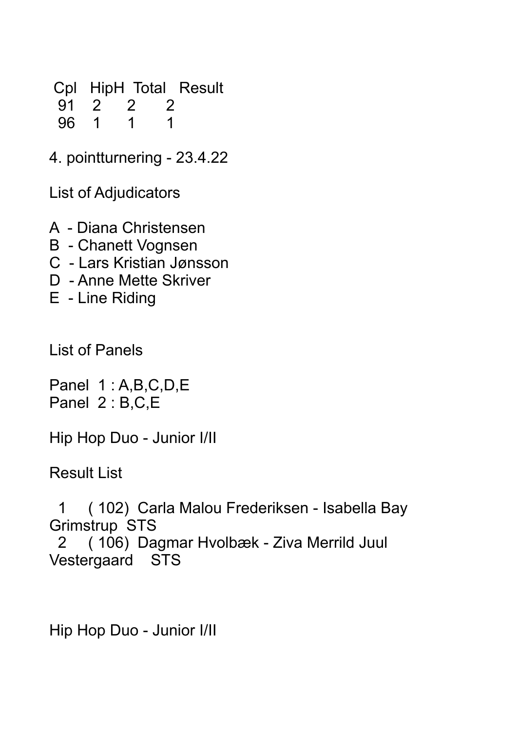| Cpl | HipH | Total | Result |
|---|---|---|---|
| 91 | 2 | 2 | 2 |
| 96 | 1 | 1 | 1 |

4. pointturnering - 23.4.22

List of Adjudicators

A - Diana Christensen
B - Chanett Vognsen
C - Lars Kristian Jønsson
D - Anne Mette Skriver
E - Line Riding

List of Panels

Panel 1 : A,B,C,D,E
Panel 2 : B,C,E

Hip Hop Duo - Junior I/II

Result List

1 ( 102) Carla Malou Frederiksen - Isabella Bay Grimstrup STS
2 ( 106) Dagmar Hvolbæk - Ziva Merrild Juul Vestergaard STS

Hip Hop Duo - Junior I/II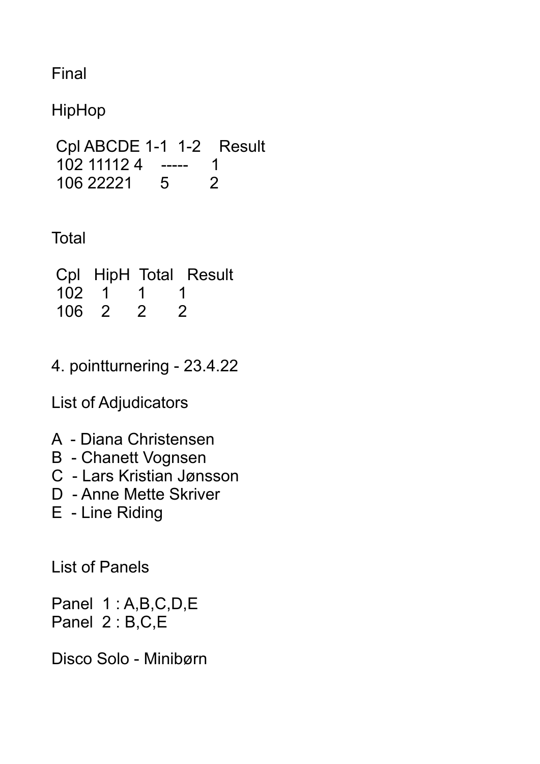Final

HipHop

| Cpl | ABCDE | 1-1 | 1-2 | Result |
| --- | --- | --- | --- | --- |
| 102 | 11112 | 4 | ----- | 1 |
| 106 | 22221 | | 5 | 2 |

Total

| Cpl | HipH | Total | Result |
| --- | --- | --- | --- |
| 102 | 1 | 1 | 1 |
| 106 | 2 | 2 | 2 |

4. pointturnering - 23.4.22

List of Adjudicators

A - Diana Christensen
B - Chanett Vognsen
C - Lars Kristian Jønsson
D - Anne Mette Skriver
E - Line Riding

List of Panels

Panel 1 : A,B,C,D,E
Panel 2 : B,C,E

Disco Solo - Minibørn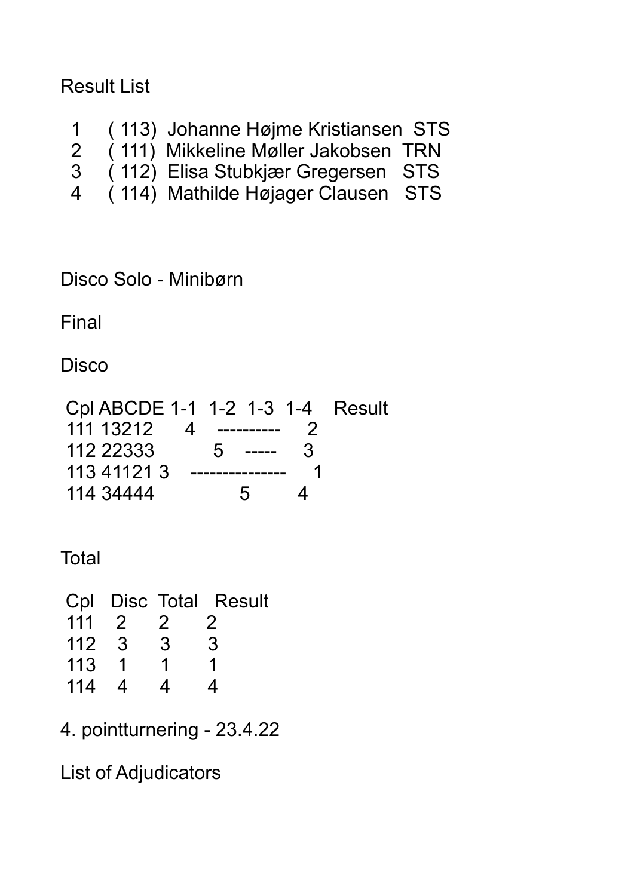Result List

| | | | |
|---|---|---|---|
| 1 | ( 113) | Johanne Højme Kristiansen | STS |
| 2 | ( 111) | Mikkeline Møller Jakobsen | TRN |
| 3 | ( 112) | Elisa Stubkjær Gregersen | STS |
| 4 | ( 114) | Mathilde Højager Clausen | STS |

Disco Solo - Minibørn

Final

Disco

| Cpl | ABCDE | 1-1 | 1-2 | 1-3 | 1-4 | Result |
|---|---|---|---|---|---|---|
| 111 | 13212 | | 4 | ---------- | | 2 |
| 112 | 22333 | | | 5 | ----- | 3 |
| 113 | 41121 | 3 | --------------- | | | 1 |
| 114 | 34444 | | | | 5 | 4 |

Total

| Cpl | Disc | Total | Result |
|---|---|---|---|
| 111 | 2 | 2 | 2 |
| 112 | 3 | 3 | 3 |
| 113 | 1 | 1 | 1 |
| 114 | 4 | 4 | 4 |

4. pointturnering - 23.4.22

List of Adjudicators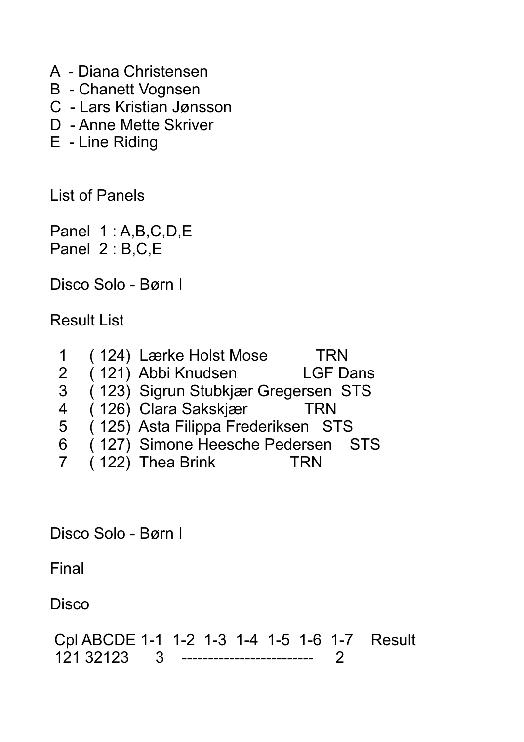A - Diana Christensen
B - Chanett Vognsen
C - Lars Kristian Jønsson
D - Anne Mette Skriver
E - Line Riding

List of Panels

Panel 1 : A,B,C,D,E
Panel 2 : B,C,E

Disco Solo - Børn I

Result List

| | | | |
|---|---|---|---|
| 1 | ( 124) | Lærke Holst Mose | TRN |
| 2 | ( 121) | Abbi Knudsen | LGF Dans |
| 3 | ( 123) | Sigrun Stubkjær Gregersen | STS |
| 4 | ( 126) | Clara Sakskjær | TRN |
| 5 | ( 125) | Asta Filippa Frederiksen | STS |
| 6 | ( 127) | Simone Heesche Pedersen | STS |
| 7 | ( 122) | Thea Brink | TRN |

Disco Solo - Børn I

Final

Disco

| Cpl | ABCDE | 1-1 | 1-2 | 1-3 | 1-4 | 1-5 | 1-6 | 1-7 | Result |
|---|---|---|---|---|---|---|---|---|---|
| 121 | 32123 | 3 | --- | --- | --- | --- | --- | --- | 2 |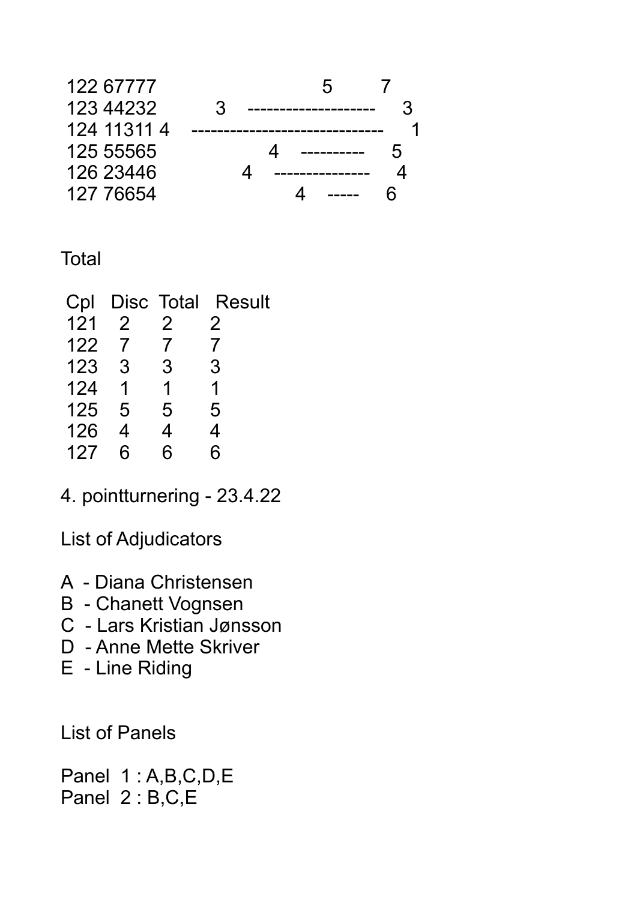```
122 67777                        5       7
123 44232          3    --------------------    3
124 11311 4    -----------------------------    1
125 55565              4    ----------    5
126 23446          4    --------------    4
127 76654                  4    -----    6
```

Total

| Cpl | Disc | Total | Result |
|---|---|---|---|
| 121 | 2 | 2 | 2 |
| 122 | 7 | 7 | 7 |
| 123 | 3 | 3 | 3 |
| 124 | 1 | 1 | 1 |
| 125 | 5 | 5 | 5 |
| 126 | 4 | 4 | 4 |
| 127 | 6 | 6 | 6 |

4. pointturnering - 23.4.22

List of Adjudicators

A - Diana Christensen
B - Chanett Vognsen
C - Lars Kristian Jønsson
D - Anne Mette Skriver
E - Line Riding

List of Panels

Panel 1 : A,B,C,D,E
Panel 2 : B,C,E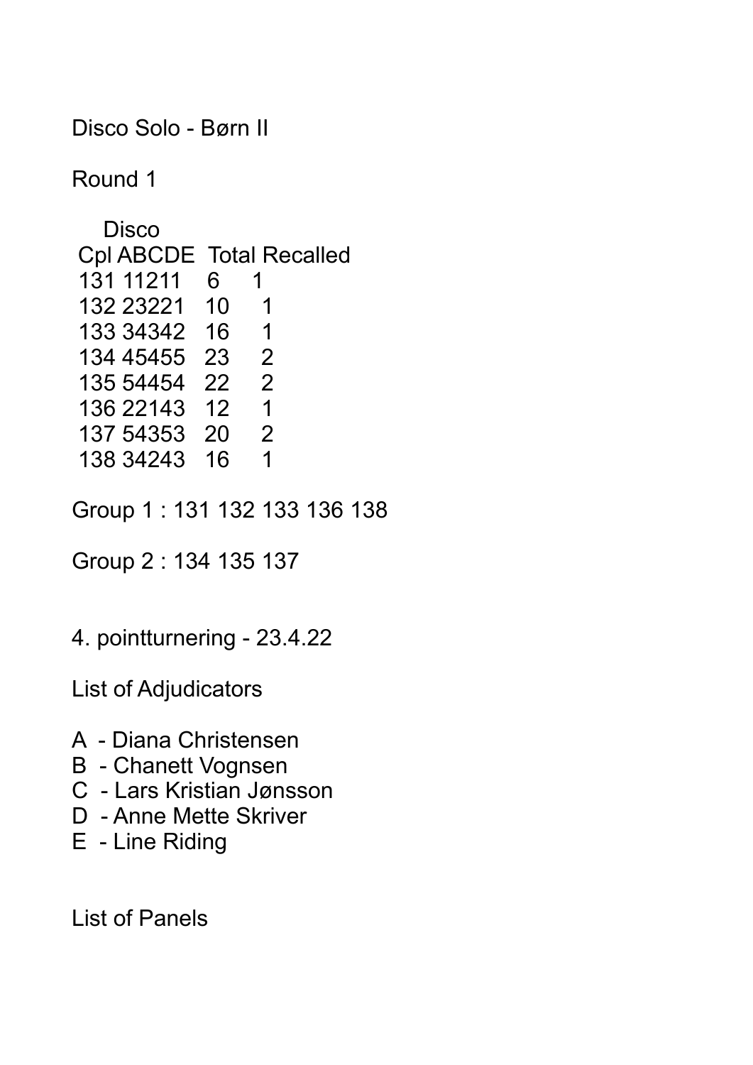Disco Solo - Børn II

Round 1

| Disco | | | |
|---|---|---|---|
| Cpl | ABCDE | Total | Recalled |
| 131 | 11211 | 6 | 1 |
| 132 | 23221 | 10 | 1 |
| 133 | 34342 | 16 | 1 |
| 134 | 45455 | 23 | 2 |
| 135 | 54454 | 22 | 2 |
| 136 | 22143 | 12 | 1 |
| 137 | 54353 | 20 | 2 |
| 138 | 34243 | 16 | 1 |

Group 1 : 131 132 133 136 138

Group 2 : 134 135 137

4. pointturnering - 23.4.22

List of Adjudicators

A - Diana Christensen
B - Chanett Vognsen
C - Lars Kristian Jønsson
D - Anne Mette Skriver
E - Line Riding

List of Panels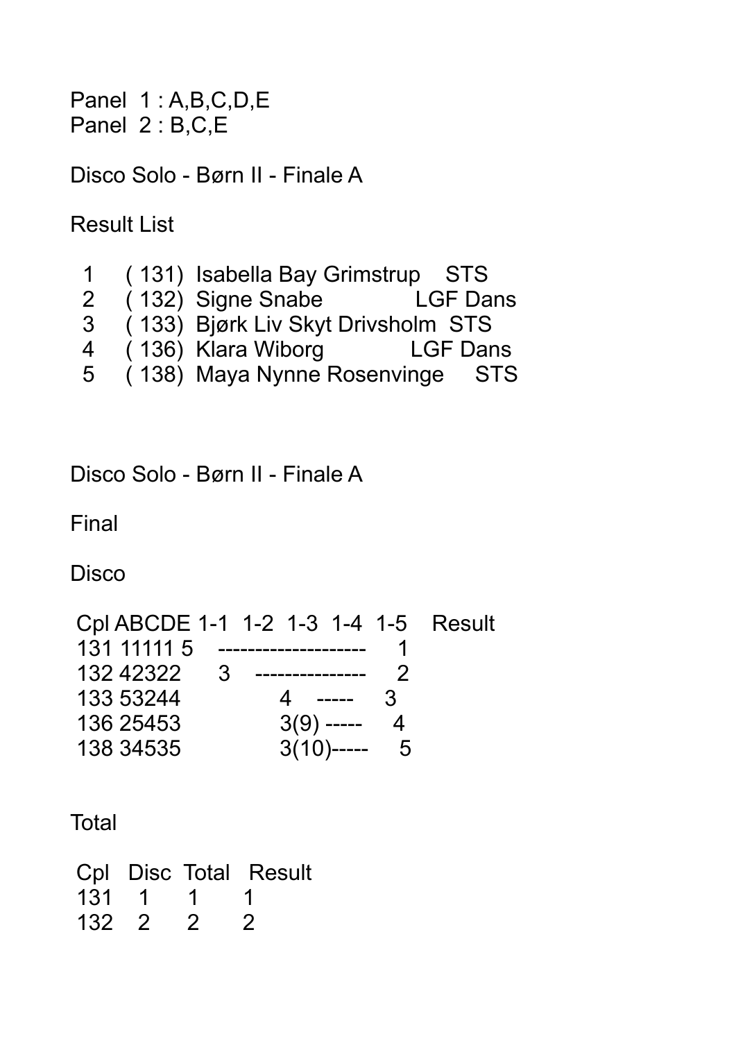Panel 1 : A,B,C,D,E
Panel 2 : B,C,E

Disco Solo - Børn II - Finale A

Result List

| | | | |
|---|---|---|---|
| 1 | ( 131) | Isabella Bay Grimstrup | STS |
| 2 | ( 132) | Signe Snabe | LGF Dans |
| 3 | ( 133) | Bjørk Liv Skyt Drivsholm | STS |
| 4 | ( 136) | Klara Wiborg | LGF Dans |
| 5 | ( 138) | Maya Nynne Rosenvinge | STS |

Disco Solo - Børn II - Finale A

Final

Disco

| Cpl | ABCDE | 1-1 | 1-2 | 1-3 | 1-4 | 1-5 | Result |
|---|---|---|---|---|---|---|---|
| 131 | 11111 | 5 | ----- | ----- | ----- | ----- | 1 |
| 132 | 42322 | | 3 | ----- | ----- | ----- | 2 |
| 133 | 53244 | | | 4 | ----- | ----- | 3 |
| 136 | 25453 | | | 3(9) | ----- | ----- | 4 |
| 138 | 34535 | | | 3(10) | ----- | ----- | 5 |

Total

| Cpl | Disc | Total | Result |
|---|---|---|---|
| 131 | 1 | 1 | 1 |
| 132 | 2 | 2 | 2 |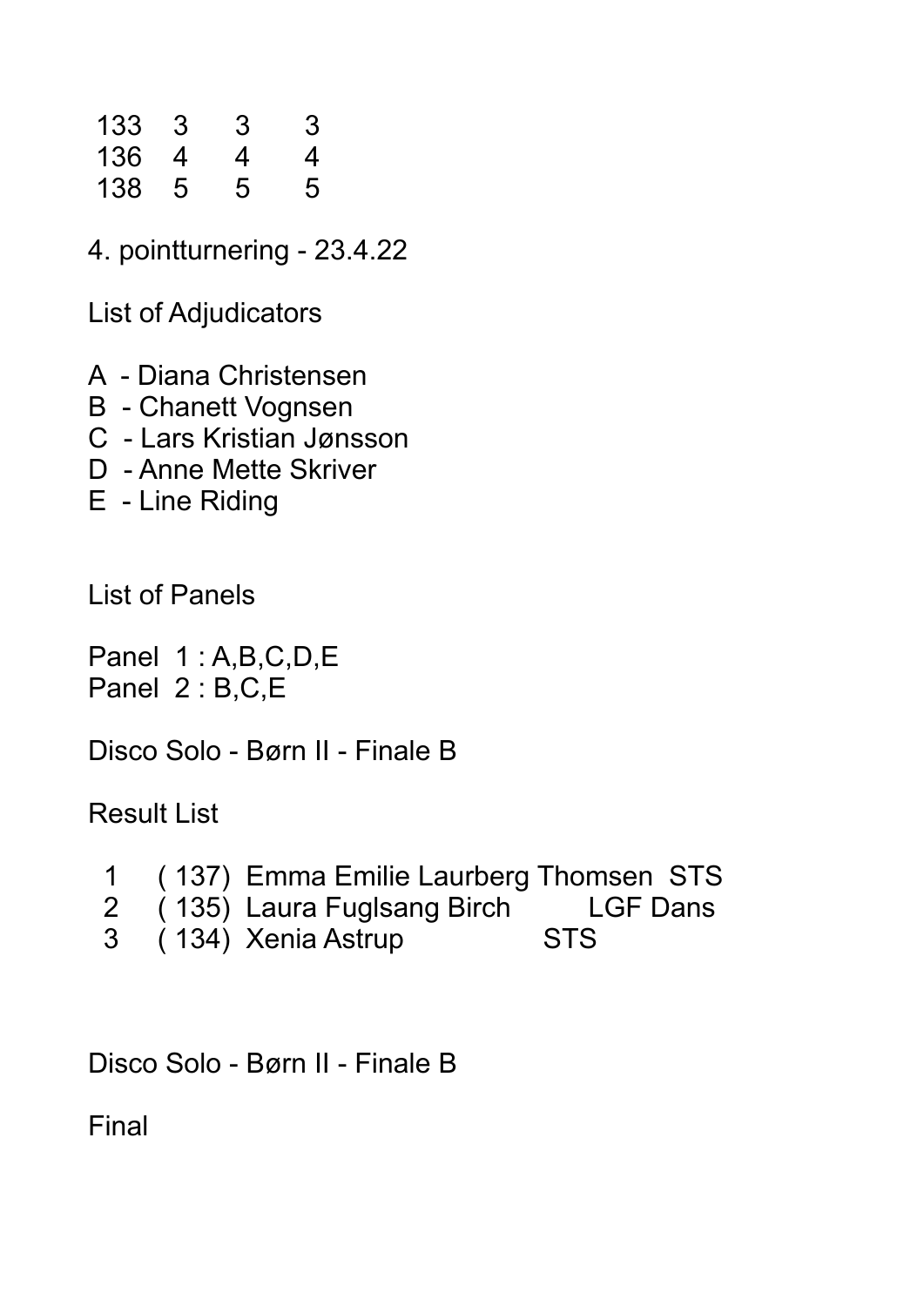| | | | |
|---|---|---|---|
| 133 | 3 | 3 | 3 |
| 136 | 4 | 4 | 4 |
| 138 | 5 | 5 | 5 |

4. pointturnering - 23.4.22

List of Adjudicators

A - Diana Christensen
B - Chanett Vognsen
C - Lars Kristian Jønsson
D - Anne Mette Skriver
E - Line Riding

List of Panels

Panel 1 : A,B,C,D,E
Panel 2 : B,C,E

Disco Solo - Børn II - Finale B

Result List

| | | | |
|---|---|---|---|
| 1 | ( 137) | Emma Emilie Laurberg Thomsen | STS |
| 2 | ( 135) | Laura Fuglsang Birch | LGF Dans |
| 3 | ( 134) | Xenia Astrup | STS |

Disco Solo - Børn II - Finale B

Final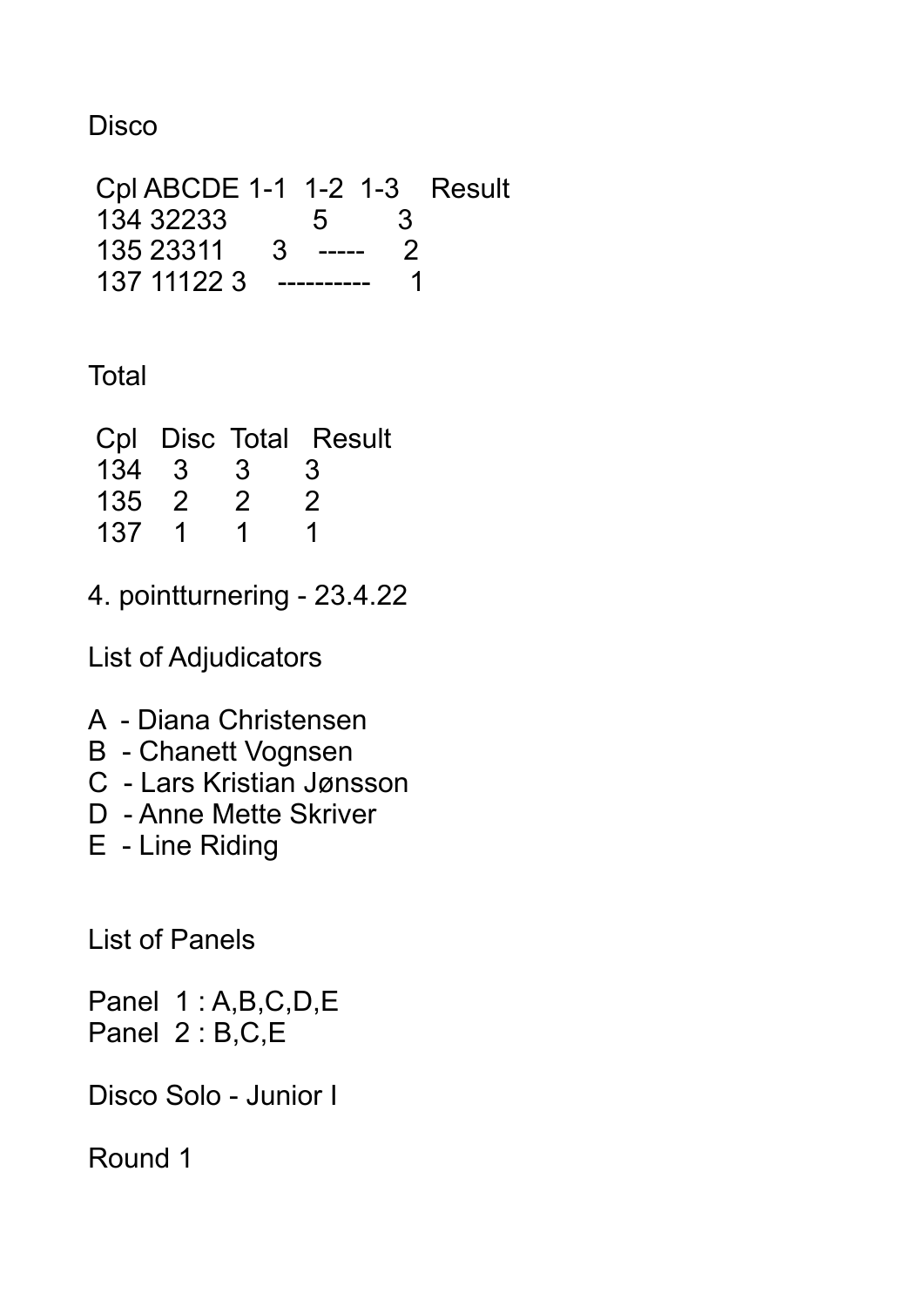Disco

| Cpl | ABCDE | 1-1 | 1-2 | 1-3 | Result |
|---|---|---|---|---|---|
| 134 | 32233 | | 5 | 3 | |
| 135 | 23311 | 3 | ----- | 2 | |
| 137 | 11122 | 3 | ---------- | | 1 |

Total

| Cpl | Disc | Total | Result |
|---|---|---|---|
| 134 | 3 | 3 | 3 |
| 135 | 2 | 2 | 2 |
| 137 | 1 | 1 | 1 |

4. pointturnering - 23.4.22

List of Adjudicators

A - Diana Christensen
B - Chanett Vognsen
C - Lars Kristian Jønsson
D - Anne Mette Skriver
E - Line Riding

List of Panels

Panel 1 : A,B,C,D,E
Panel 2 : B,C,E

Disco Solo - Junior I

Round 1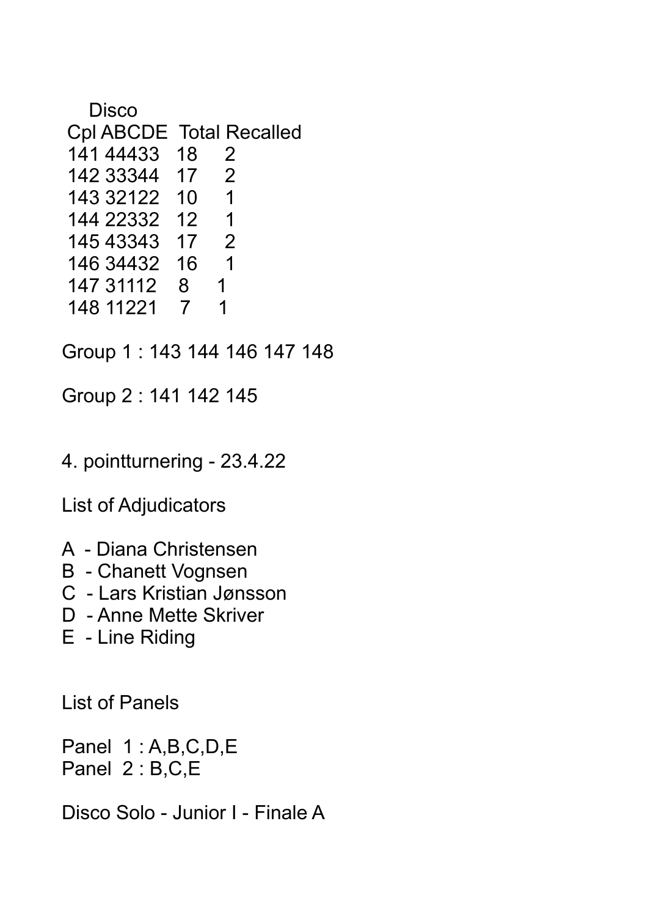Disco

| Cpl | ABCDE | Total | Recalled |
|---|---|---|---|
| 141 | 44433 | 18 | 2 |
| 142 | 33344 | 17 | 2 |
| 143 | 32122 | 10 | 1 |
| 144 | 22332 | 12 | 1 |
| 145 | 43343 | 17 | 2 |
| 146 | 34432 | 16 | 1 |
| 147 | 31112 | 8 | 1 |
| 148 | 11221 | 7 | 1 |

Group 1 : 143 144 146 147 148

Group 2 : 141 142 145

4. pointturnering - 23.4.22

List of Adjudicators

A - Diana Christensen
B - Chanett Vognsen
C - Lars Kristian Jønsson
D - Anne Mette Skriver
E - Line Riding

List of Panels

Panel 1 : A,B,C,D,E
Panel 2 : B,C,E

Disco Solo - Junior I - Finale A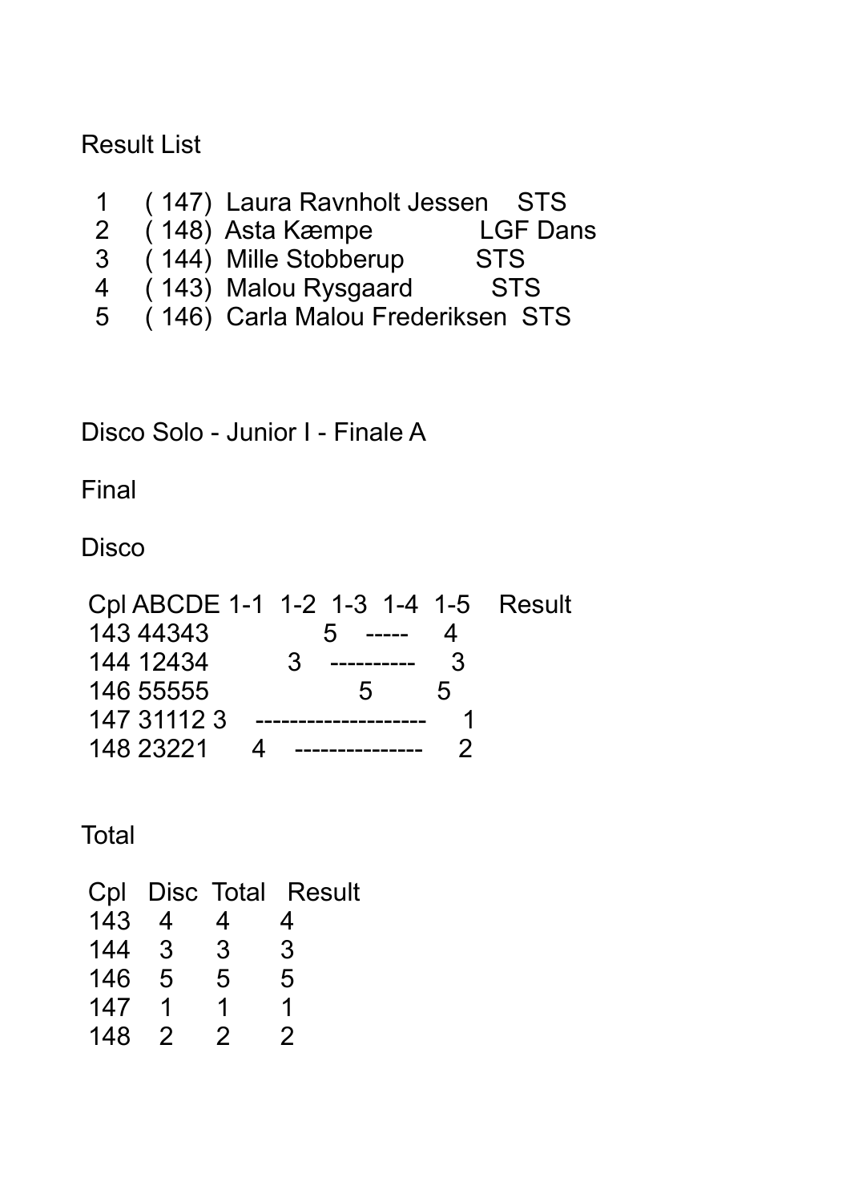Result List

| | | | |
|---|---|---|---|
| 1 | ( 147) | Laura Ravnholt Jessen | STS |
| 2 | ( 148) | Asta Kæmpe | LGF Dans |
| 3 | ( 144) | Mille Stobberup | STS |
| 4 | ( 143) | Malou Rysgaard | STS |
| 5 | ( 146) | Carla Malou Frederiksen | STS |

Disco Solo - Junior I - Finale A

Final

Disco

| Cpl | ABCDE | 1-1 | 1-2 | 1-3 | 1-4 | 1-5 | Result |
|---|---|---|---|---|---|---|---|
| 143 | 44343 | | | 5 | ----- | | 4 |
| 144 | 12434 | | 3 | ---------- | | | 3 |
| 146 | 55555 | | | | 5 | | 5 |
| 147 | 31112 | 3 | -------------------- | | | | 1 |
| 148 | 23221 | 4 | --------------- | | | | 2 |

Total

| Cpl | Disc | Total | Result |
|---|---|---|---|
| 143 | 4 | 4 | 4 |
| 144 | 3 | 3 | 3 |
| 146 | 5 | 5 | 5 |
| 147 | 1 | 1 | 1 |
| 148 | 2 | 2 | 2 |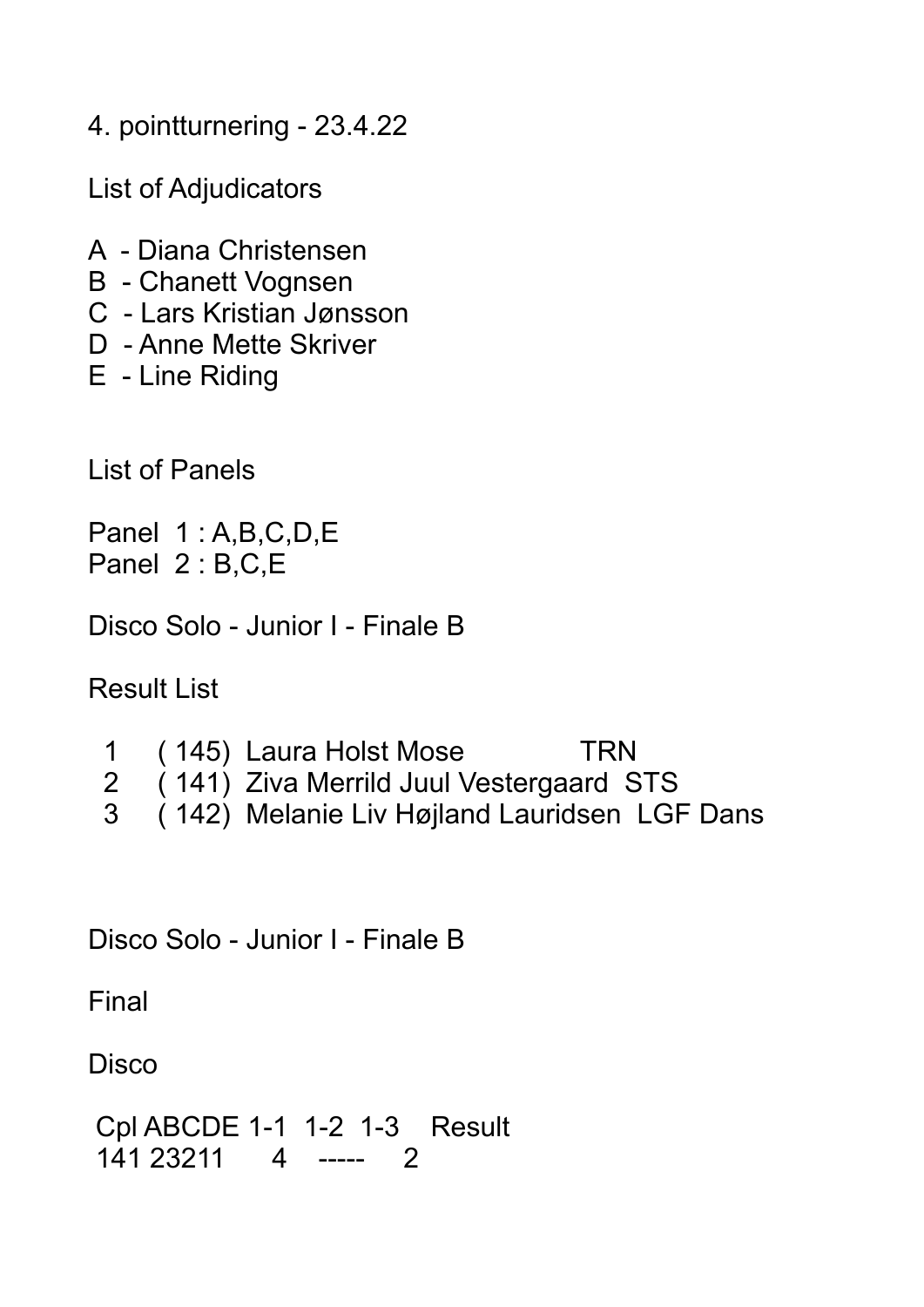4. pointturnering - 23.4.22

List of Adjudicators

A - Diana Christensen
B - Chanett Vognsen
C - Lars Kristian Jønsson
D - Anne Mette Skriver
E - Line Riding

List of Panels

Panel 1 : A,B,C,D,E
Panel 2 : B,C,E

Disco Solo - Junior I - Finale B

Result List

| | | | |
|---|---|---|---|
| 1 | ( 145) | Laura Holst Mose | TRN |
| 2 | ( 141) | Ziva Merrild Juul Vestergaard | STS |
| 3 | ( 142) | Melanie Liv Højland Lauridsen | LGF Dans |

Disco Solo - Junior I - Finale B

Final

Disco

| Cpl | ABCDE | 1-1 | 1-2 | 1-3 | Result |
|---|---|---|---|---|---|
| 141 | 23211 | | 4 | ----- | 2 |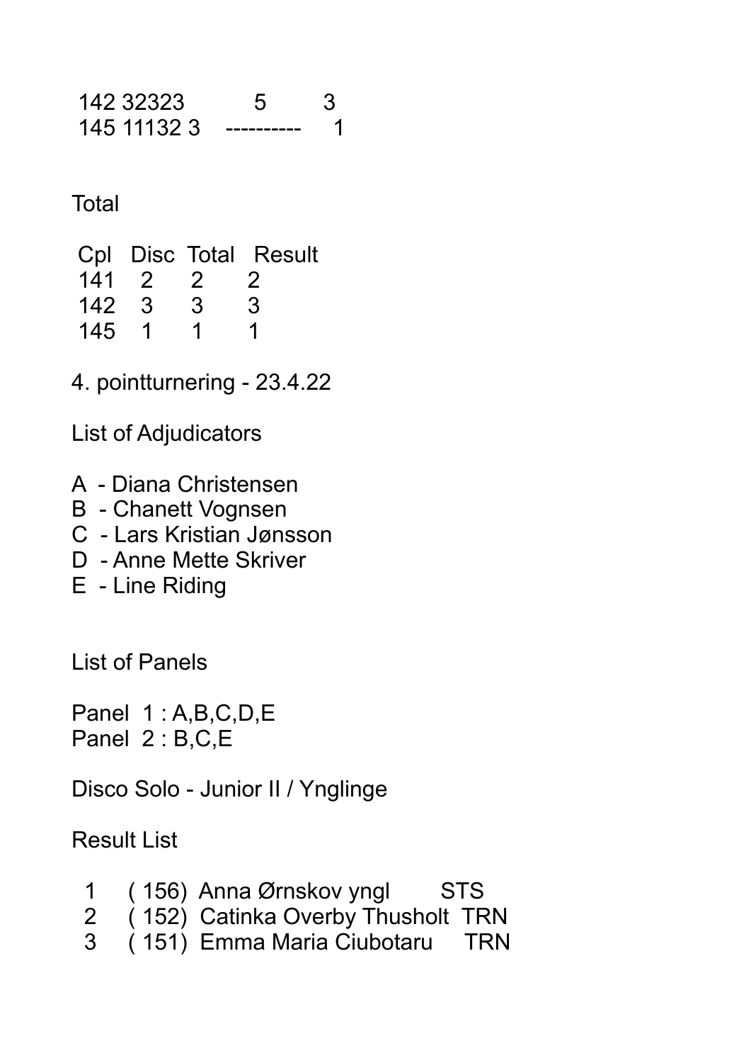```
142 32323       5       3
145 11132 3   ----------   1
```

Total

| Cpl | Disc | Total | Result |
|---|---|---|---|
| 141 | 2 | 2 | 2 |
| 142 | 3 | 3 | 3 |
| 145 | 1 | 1 | 1 |

4. pointturnering - 23.4.22

List of Adjudicators

A - Diana Christensen
B - Chanett Vognsen
C - Lars Kristian Jønsson
D - Anne Mette Skriver
E - Line Riding

List of Panels

Panel 1 : A,B,C,D,E
Panel 2 : B,C,E

Disco Solo - Junior II / Ynglinge

Result List

```
 1    ( 156)  Anna Ørnskov yngl        STS
 2    ( 152)  Catinka Overby Thusholt  TRN
 3    ( 151)  Emma Maria Ciubotaru     TRN
```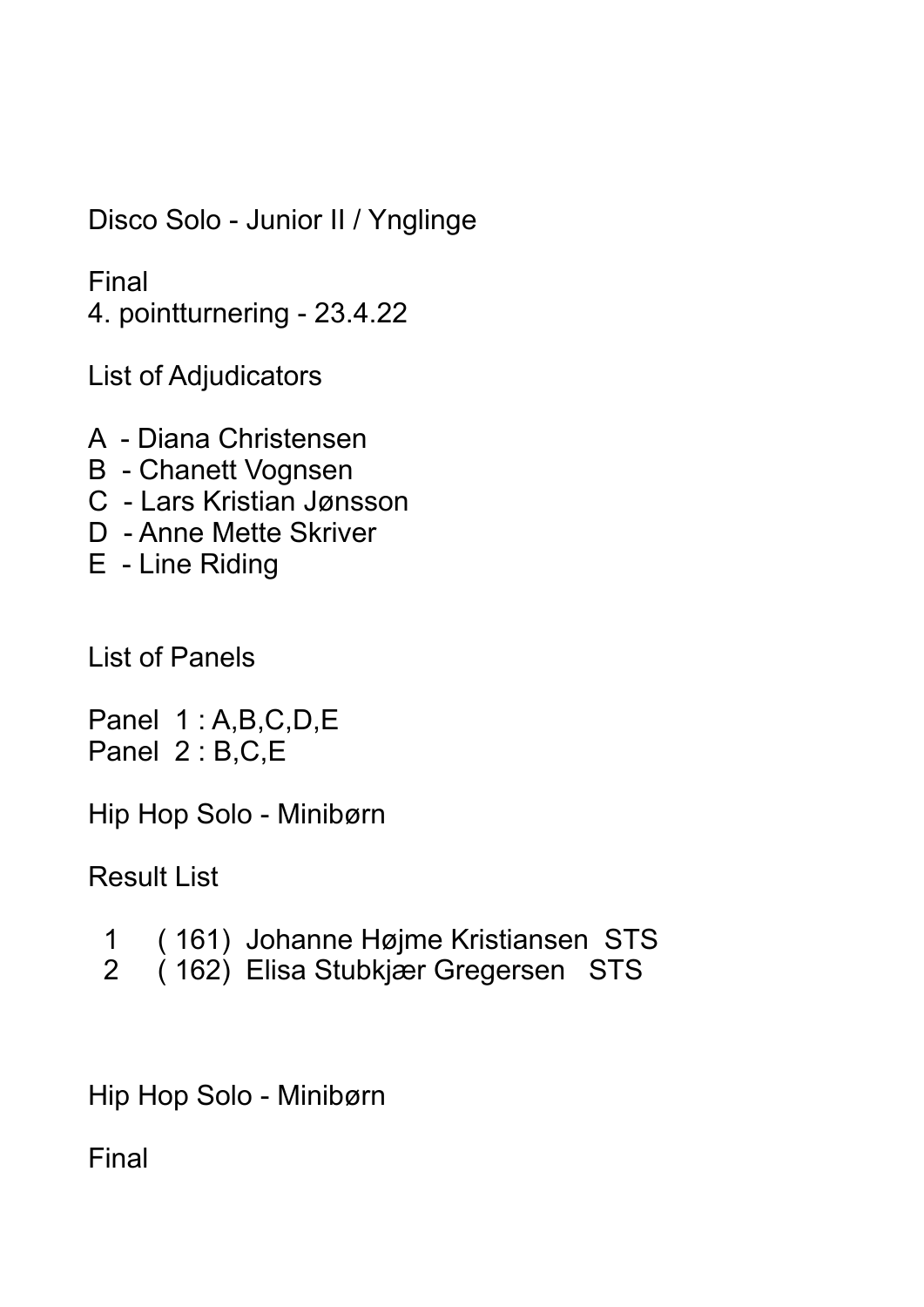Disco Solo - Junior II / Ynglinge

Final
4. pointturnering - 23.4.22

List of Adjudicators

A - Diana Christensen
B - Chanett Vognsen
C - Lars Kristian Jønsson
D - Anne Mette Skriver
E - Line Riding

List of Panels

Panel 1 : A,B,C,D,E
Panel 2 : B,C,E

Hip Hop Solo - Minibørn

Result List

| | | | |
|---|---|---|---|
| 1 | ( 161) | Johanne Højme Kristiansen | STS |
| 2 | ( 162) | Elisa Stubkjær Gregersen | STS |

Hip Hop Solo - Minibørn

Final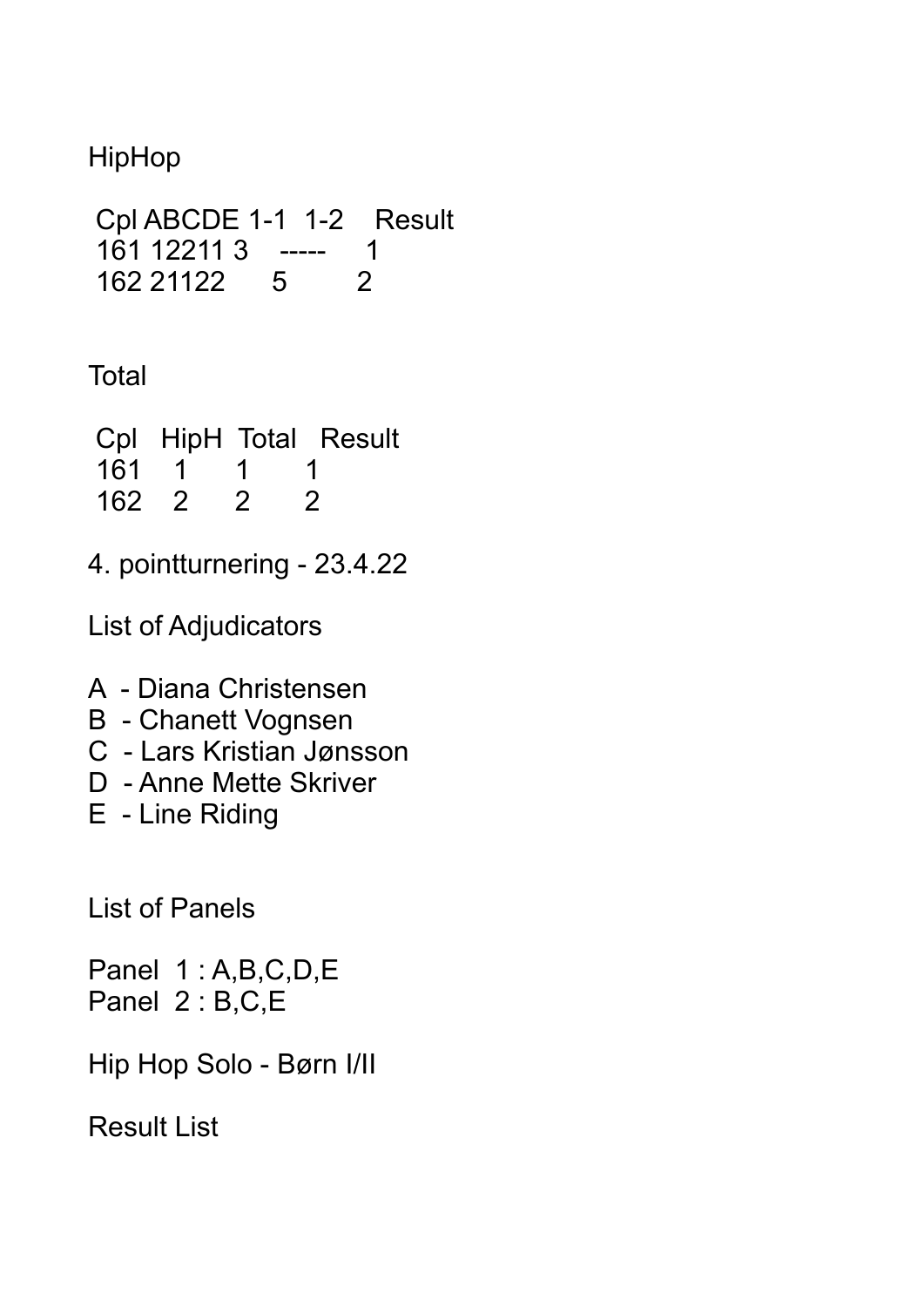HipHop

| Cpl | ABCDE | 1-1 | 1-2 | Result |
|---|---|---|---|---|
| 161 | 12211 | 3 | ----- | 1 |
| 162 | 21122 | 5 | | 2 |

Total

| Cpl | HipH | Total | Result |
|---|---|---|---|
| 161 | 1 | 1 | 1 |
| 162 | 2 | 2 | 2 |

4. pointturnering - 23.4.22

List of Adjudicators

A - Diana Christensen
B - Chanett Vognsen
C - Lars Kristian Jønsson
D - Anne Mette Skriver
E - Line Riding

List of Panels

Panel 1 : A,B,C,D,E
Panel 2 : B,C,E

Hip Hop Solo - Børn I/II

Result List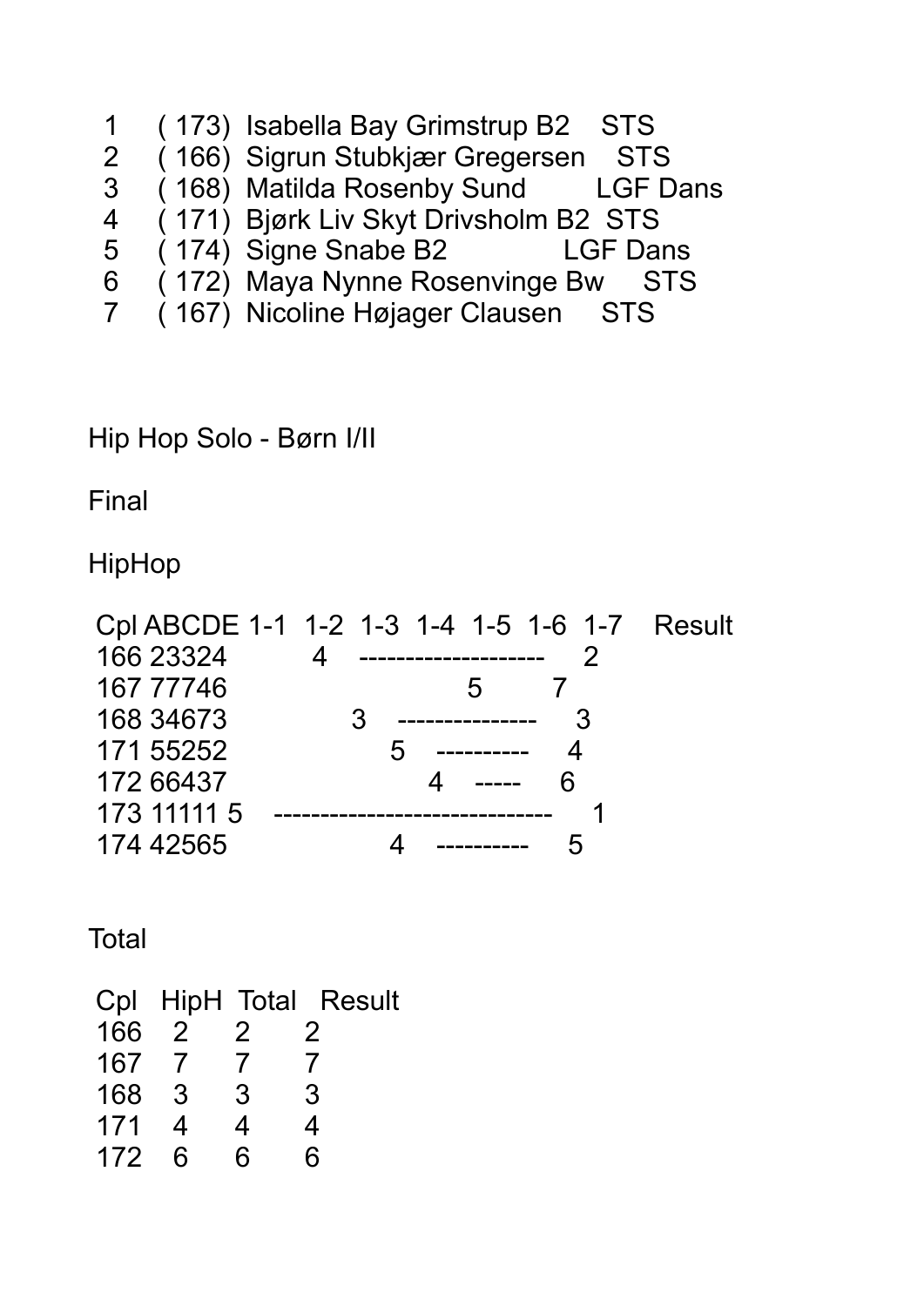| | | | |
|---|---|---|---|
| 1 | ( 173) | Isabella Bay Grimstrup B2 | STS |
| 2 | ( 166) | Sigrun Stubkjær Gregersen | STS |
| 3 | ( 168) | Matilda Rosenby Sund | LGF Dans |
| 4 | ( 171) | Bjørk Liv Skyt Drivsholm B2 | STS |
| 5 | ( 174) | Signe Snabe B2 | LGF Dans |
| 6 | ( 172) | Maya Nynne Rosenvinge Bw | STS |
| 7 | ( 167) | Nicoline Højager Clausen | STS |

Hip Hop Solo - Børn I/II

Final

HipHop

| Cpl | ABCDE | 1-1 | 1-2 | 1-3 | 1-4 | 1-5 | 1-6 | 1-7 | Result |
|---|---|---|---|---|---|---|---|---|---|
| 166 | 23324 | | | 4 | - | - | - | - | 2 |
| 167 | 77746 | | | | | | | 5 | 7 |
| 168 | 34673 | | | | 3 | - | - | - | 3 |
| 171 | 55252 | | | | | 5 | - | - | 4 |
| 172 | 66437 | | | | | | 4 | - | 6 |
| 173 | 11111 | 5 | - | - | - | - | - | - | 1 |
| 174 | 42565 | | | | | 4 | - | - | 5 |

Total

| Cpl | HipH | Total | Result |
|---|---|---|---|
| 166 | 2 | 2 | 2 |
| 167 | 7 | 7 | 7 |
| 168 | 3 | 3 | 3 |
| 171 | 4 | 4 | 4 |
| 172 | 6 | 6 | 6 |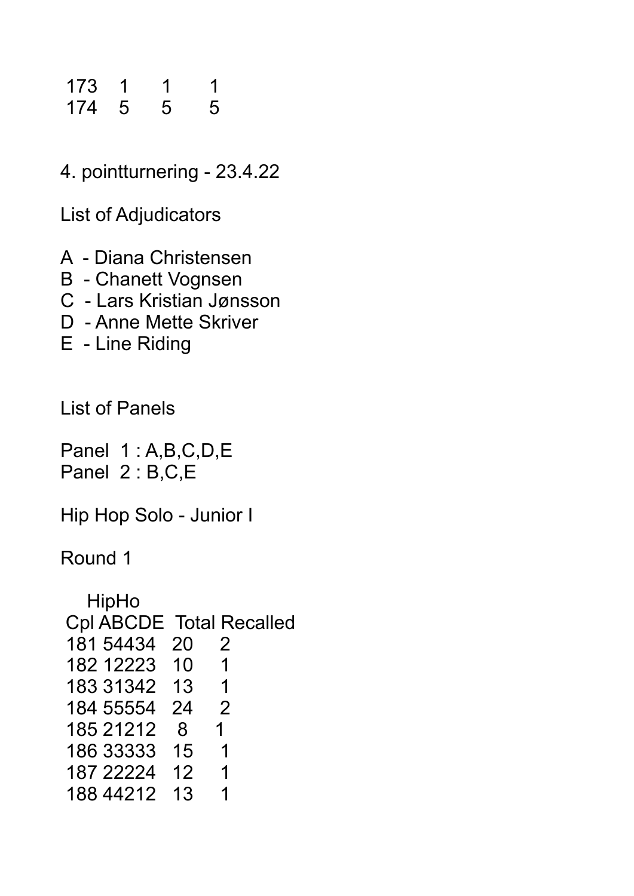| 173 | 1 | 1 | 1 |
|---|---|---|---|
| 174 | 5 | 5 | 5 |

4. pointturnering - 23.4.22

List of Adjudicators

A - Diana Christensen
B - Chanett Vognsen
C - Lars Kristian Jønsson
D - Anne Mette Skriver
E - Line Riding

List of Panels

Panel 1 : A,B,C,D,E
Panel 2 : B,C,E

Hip Hop Solo - Junior I

Round 1

| HipHo | | | |
|---|---|---|---|
| Cpl | ABCDE | Total | Recalled |
| 181 | 54434 | 20 | 2 |
| 182 | 12223 | 10 | 1 |
| 183 | 31342 | 13 | 1 |
| 184 | 55554 | 24 | 2 |
| 185 | 21212 | 8 | 1 |
| 186 | 33333 | 15 | 1 |
| 187 | 22224 | 12 | 1 |
| 188 | 44212 | 13 | 1 |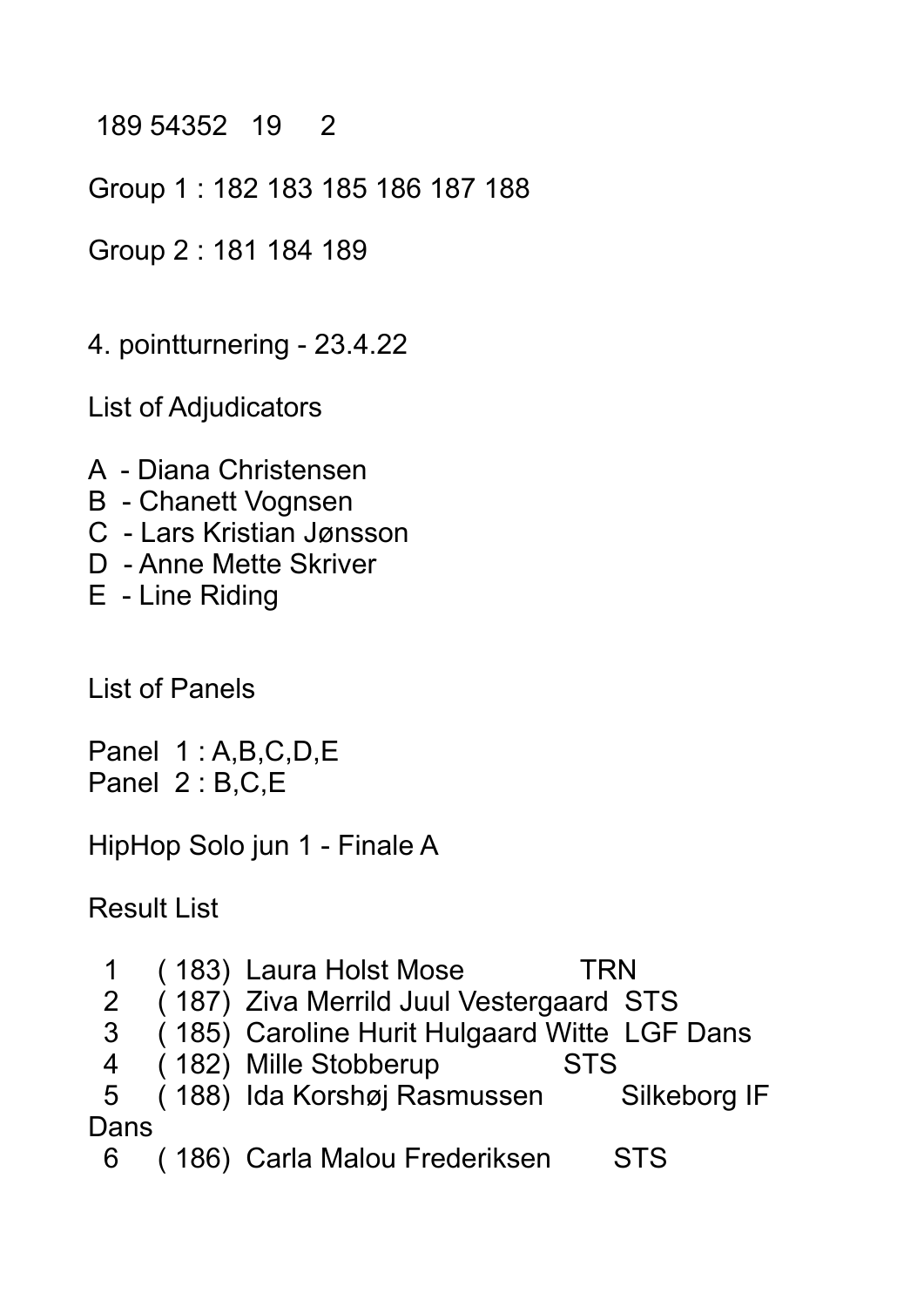189 54352 19 2

Group 1 : 182 183 185 186 187 188

Group 2 : 181 184 189

4. pointturnering - 23.4.22

List of Adjudicators

A - Diana Christensen
B - Chanett Vognsen
C - Lars Kristian Jønsson
D - Anne Mette Skriver
E - Line Riding

List of Panels

Panel 1 : A,B,C,D,E
Panel 2 : B,C,E

HipHop Solo jun 1 - Finale A

Result List

| | | | |
|---|---|---|---|
| 1 | ( 183) | Laura Holst Mose | TRN |
| 2 | ( 187) | Ziva Merrild Juul Vestergaard | STS |
| 3 | ( 185) | Caroline Hurit Hulgaard Witte | LGF Dans |
| 4 | ( 182) | Mille Stobberup | STS |
| 5 | ( 188) | Ida Korshøj Rasmussen | Silkeborg IF Dans |
| 6 | ( 186) | Carla Malou Frederiksen | STS |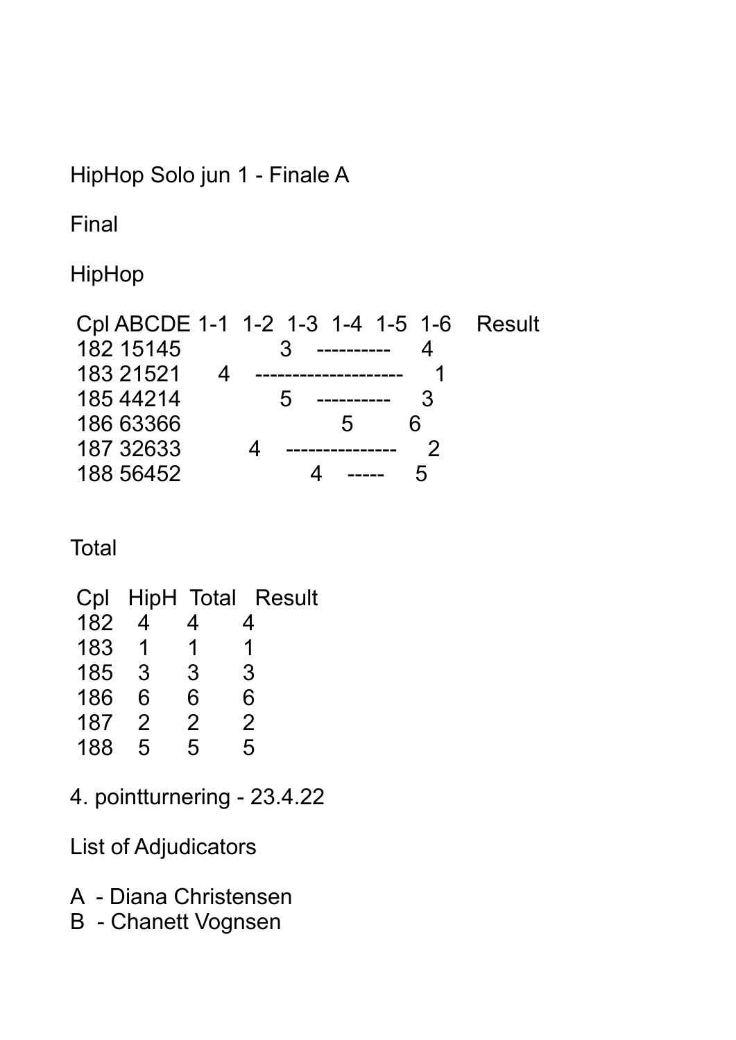HipHop Solo jun 1 - Finale A

Final

HipHop

| Cpl | ABCDE | 1-1 | 1-2 | 1-3 | 1-4 | 1-5 | 1-6 | Result |
|---|---|---|---|---|---|---|---|---|
| 182 | 15145 | | | | 3 | --- | --- | 4 |
| 183 | 21521 | | 4 | --- | --- | --- | --- | 1 |
| 185 | 44214 | | | | 5 | --- | --- | 3 |
| 186 | 63366 | | | | | | 5 | 6 |
| 187 | 32633 | | | 4 | --- | --- | --- | 2 |
| 188 | 56452 | | | | | 4 | --- | 5 |

Total

| Cpl | HipH | Total | Result |
|---|---|---|---|
| 182 | 4 | 4 | 4 |
| 183 | 1 | 1 | 1 |
| 185 | 3 | 3 | 3 |
| 186 | 6 | 6 | 6 |
| 187 | 2 | 2 | 2 |
| 188 | 5 | 5 | 5 |

4. pointturnering - 23.4.22

List of Adjudicators

A - Diana Christensen
B - Chanett Vognsen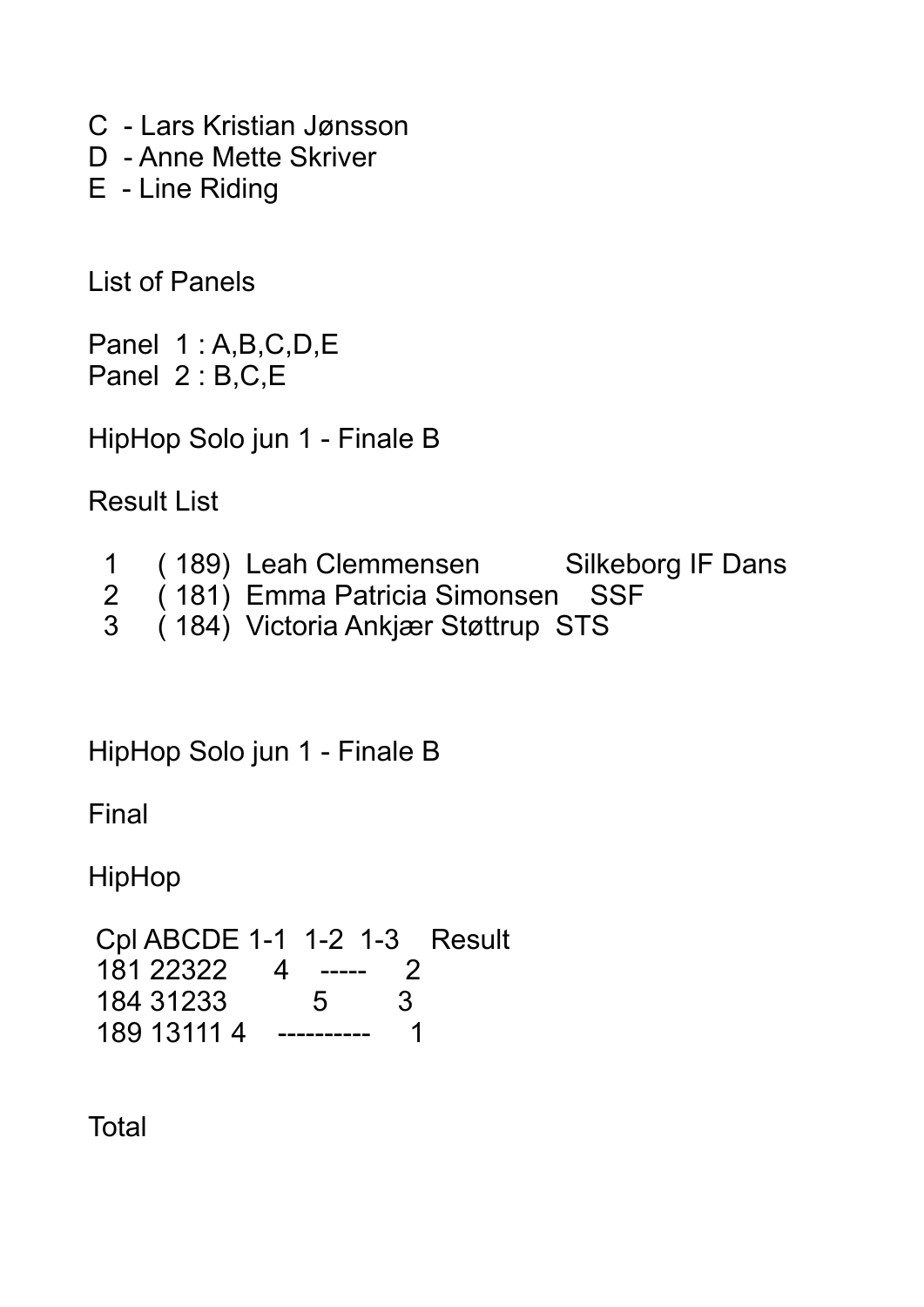C - Lars Kristian Jønsson
D - Anne Mette Skriver
E - Line Riding

List of Panels

Panel 1 : A,B,C,D,E
Panel 2 : B,C,E

HipHop Solo jun 1 - Finale B

Result List

| | | | |
|---|---|---|---|
| 1 | ( 189) | Leah Clemmensen | Silkeborg IF Dans |
| 2 | ( 181) | Emma Patricia Simonsen | SSF |
| 3 | ( 184) | Victoria Ankjær Støttrup | STS |

HipHop Solo jun 1 - Finale B

Final

HipHop

| Cpl | ABCDE | 1-1 | 1-2 | 1-3 | Result |
|---|---|---|---|---|---|
| 181 | 22322 | | 4 | ----- | 2 |
| 184 | 31233 | | | 5 | 3 |
| 189 | 13111 | 4 | ---------- | | 1 |

Total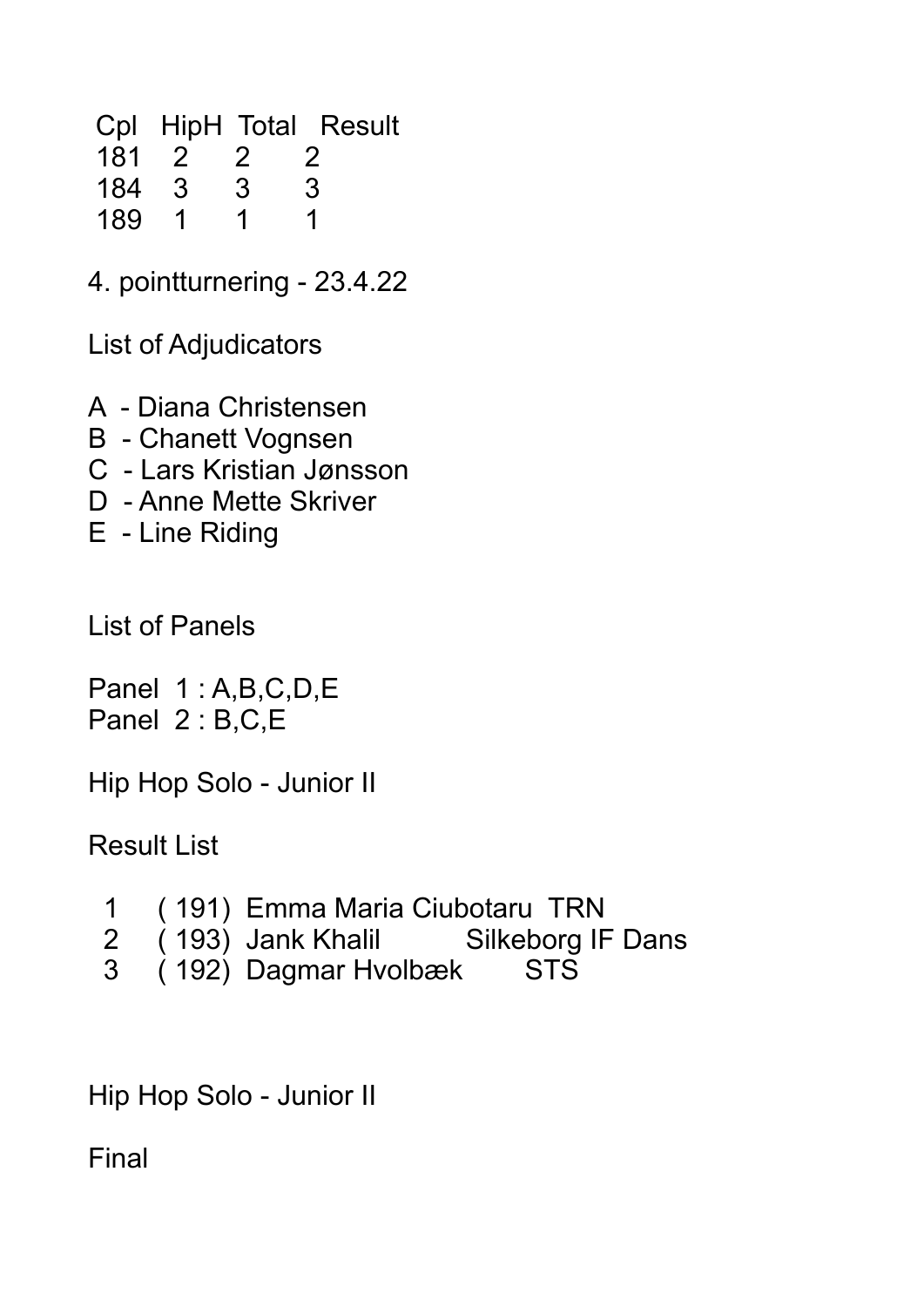| Cpl | HipH | Total | Result |
|---|---|---|---|
| 181 | 2 | 2 | 2 |
| 184 | 3 | 3 | 3 |
| 189 | 1 | 1 | 1 |

4. pointturnering - 23.4.22

List of Adjudicators

A - Diana Christensen
B - Chanett Vognsen
C - Lars Kristian Jønsson
D - Anne Mette Skriver
E - Line Riding

List of Panels

Panel 1 : A,B,C,D,E
Panel 2 : B,C,E

Hip Hop Solo - Junior II

Result List

| | | | |
|---|---|---|---|
| 1 | ( 191) | Emma Maria Ciubotaru | TRN |
| 2 | ( 193) | Jank Khalil | Silkeborg IF Dans |
| 3 | ( 192) | Dagmar Hvolbæk | STS |

Hip Hop Solo - Junior II

Final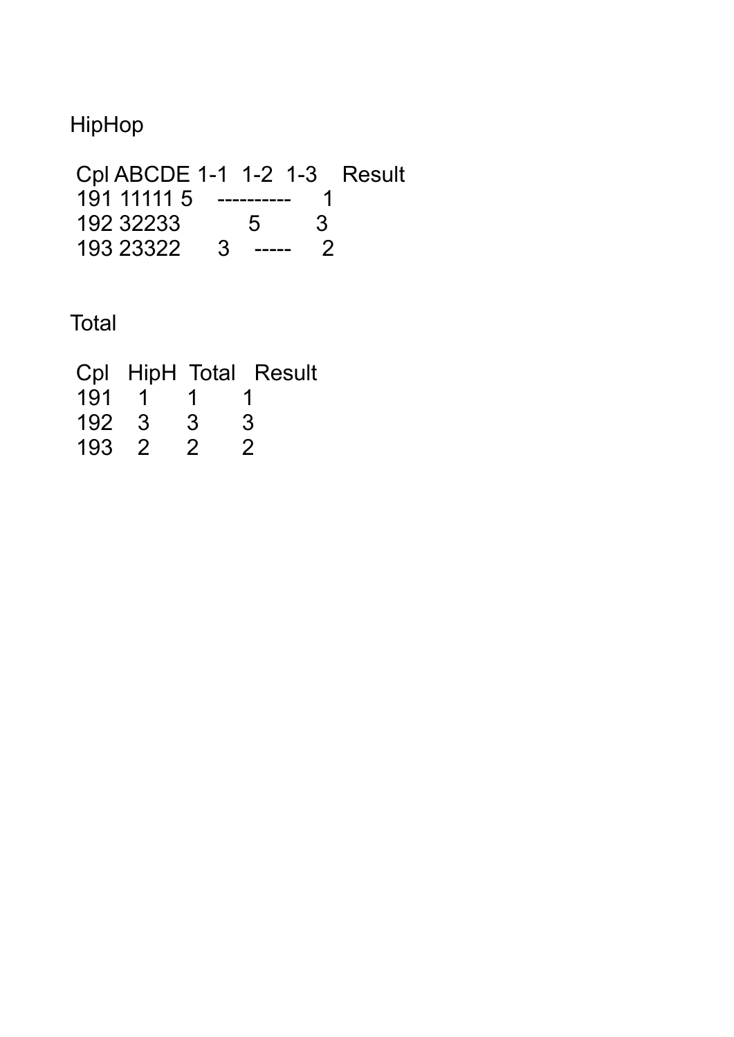HipHop

| Cpl | ABCDE | 1-1 | 1-2 | 1-3 | Result |
|---|---|---|---|---|---|
| 191 | 11111 | 5 | ---------- | | 1 |
| 192 | 32233 | | 5 | | 3 |
| 193 | 23322 | 3 | ----- | | 2 |

Total

| Cpl | HipH | Total | Result |
|---|---|---|---|
| 191 | 1 | 1 | 1 |
| 192 | 3 | 3 | 3 |
| 193 | 2 | 2 | 2 |